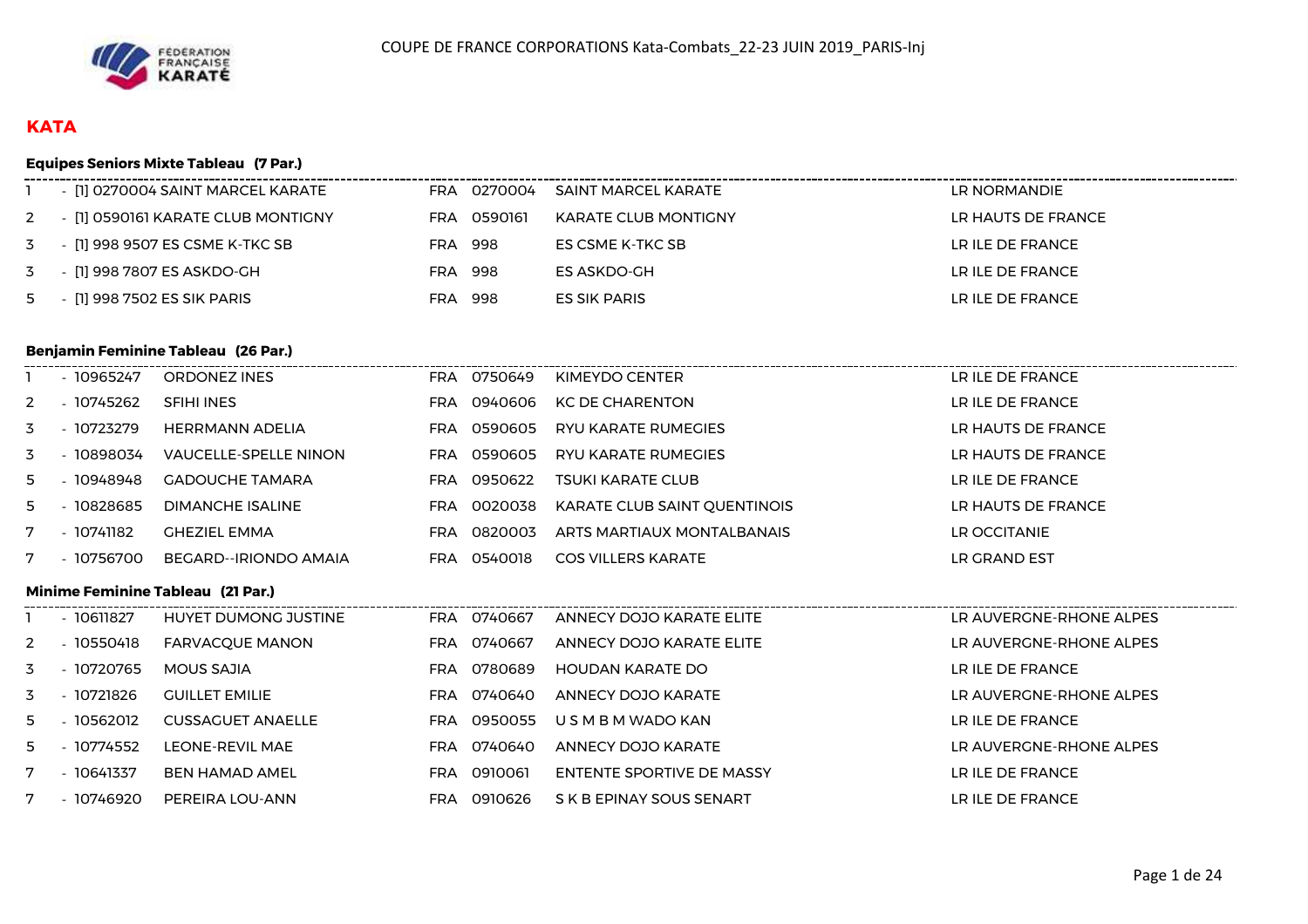COUPE DE FRANCE CORPORATIONS Kata-Combats_22-23 JUIN 2019_PARIS-Inj

## KATA

### Equipes Seniors Mixte Tableau (7 Par.)

| | | | | | |
|---|---|---|---|---|---|
| 1 | - [1] 0270004 SAINT MARCEL KARATE | FRA | 0270004 | SAINT MARCEL KARATE | LR NORMANDIE |
| 2 | - [1] 0590161 KARATE CLUB MONTIGNY | FRA | 0590161 | KARATE CLUB MONTIGNY | LR HAUTS DE FRANCE |
| 3 | - [1] 998 9507 ES CSME K-TKC SB | FRA | 998 | ES CSME K-TKC SB | LR ILE DE FRANCE |
| 3 | - [1] 998 7807 ES ASKDO-GH | FRA | 998 | ES ASKDO-GH | LR ILE DE FRANCE |
| 5 | - [1] 998 7502 ES SIK PARIS | FRA | 998 | ES SIK PARIS | LR ILE DE FRANCE |

### Benjamin Feminine Tableau (26 Par.)

| | | | | | | |
|---|---|---|---|---|---|---|
| 1 | - 10965247 | ORDONEZ INES | FRA | 0750649 | KIMEYDO CENTER | LR ILE DE FRANCE |
| 2 | - 10745262 | SFIHI INES | FRA | 0940606 | KC DE CHARENTON | LR ILE DE FRANCE |
| 3 | - 10723279 | HERRMANN ADELIA | FRA | 0590605 | RYU KARATE RUMEGIES | LR HAUTS DE FRANCE |
| 3 | - 10898034 | VAUCELLE-SPELLE NINON | FRA | 0590605 | RYU KARATE RUMEGIES | LR HAUTS DE FRANCE |
| 5 | - 10948948 | GADOUCHE TAMARA | FRA | 0950622 | TSUKI KARATE CLUB | LR ILE DE FRANCE |
| 5 | - 10828685 | DIMANCHE ISALINE | FRA | 0020038 | KARATE CLUB SAINT QUENTINOIS | LR HAUTS DE FRANCE |
| 7 | - 10741182 | GHEZIEL EMMA | FRA | 0820003 | ARTS MARTIAUX MONTALBANAIS | LR OCCITANIE |
| 7 | - 10756700 | BEGARD--IRIONDO AMAIA | FRA | 0540018 | COS VILLERS KARATE | LR GRAND EST |

### Minime Feminine Tableau (21 Par.)

| | | | | | | |
|---|---|---|---|---|---|---|
| 1 | - 10611827 | HUYET DUMONG JUSTINE | FRA | 0740667 | ANNECY DOJO KARATE ELITE | LR AUVERGNE-RHONE ALPES |
| 2 | - 10550418 | FARVACQUE MANON | FRA | 0740667 | ANNECY DOJO KARATE ELITE | LR AUVERGNE-RHONE ALPES |
| 3 | - 10720765 | MOUS SAJIA | FRA | 0780689 | HOUDAN KARATE DO | LR ILE DE FRANCE |
| 3 | - 10721826 | GUILLET EMILIE | FRA | 0740640 | ANNECY DOJO KARATE | LR AUVERGNE-RHONE ALPES |
| 5 | - 10562012 | CUSSAGUET ANAELLE | FRA | 0950055 | U S M B M WADO KAN | LR ILE DE FRANCE |
| 5 | - 10774552 | LEONE-REVIL MAE | FRA | 0740640 | ANNECY DOJO KARATE | LR AUVERGNE-RHONE ALPES |
| 7 | - 10641337 | BEN HAMAD AMEL | FRA | 0910061 | ENTENTE SPORTIVE DE MASSY | LR ILE DE FRANCE |
| 7 | - 10746920 | PEREIRA LOU-ANN | FRA | 0910626 | S K B EPINAY SOUS SENART | LR ILE DE FRANCE |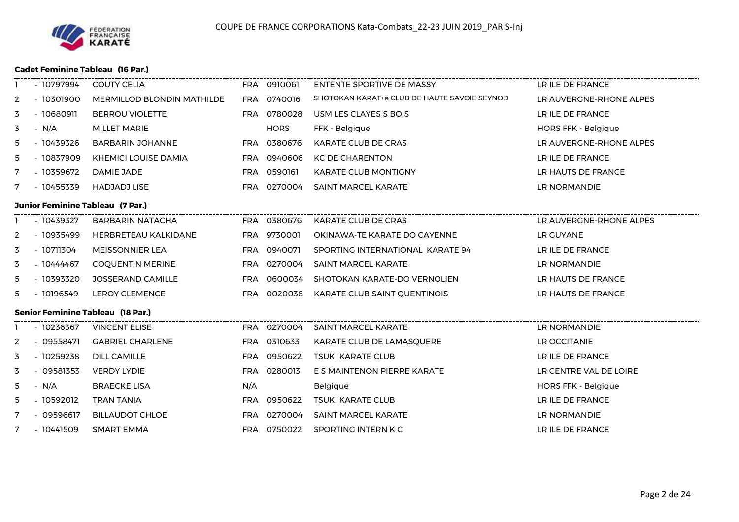COUPE DE FRANCE CORPORATIONS Kata-Combats_22-23 JUIN 2019_PARIS-Inj

### Cadet Feminine Tableau (16 Par.)

| | | | | | | |
|---|---|---|---|---|---|---|
| 1 | - 10797994 | COUTY CELIA | FRA | 0910061 | ENTENTE SPORTIVE DE MASSY | LR ILE DE FRANCE |
| 2 | - 10301900 | MERMILLOD BLONDIN MATHILDE | FRA | 0740016 | SHOTOKAN KARAT+ë CLUB DE HAUTE SAVOIE SEYNOD | LR AUVERGNE-RHONE ALPES |
| 3 | - 10680911 | BERROU VIOLETTE | FRA | 0780028 | USM LES CLAYES S BOIS | LR ILE DE FRANCE |
| 3 | - N/A | MILLET MARIE | | HORS | FFK - Belgique | HORS FFK - Belgique |
| 5 | - 10439326 | BARBARIN JOHANNE | FRA | 0380676 | KARATE CLUB DE CRAS | LR AUVERGNE-RHONE ALPES |
| 5 | - 10837909 | KHEMICI LOUISE DAMIA | FRA | 0940606 | KC DE CHARENTON | LR ILE DE FRANCE |
| 7 | - 10359672 | DAMIE JADE | FRA | 0590161 | KARATE CLUB MONTIGNY | LR HAUTS DE FRANCE |
| 7 | - 10455339 | HADJADJ LISE | FRA | 0270004 | SAINT MARCEL KARATE | LR NORMANDIE |

### Junior Feminine Tableau (7 Par.)

| | | | | | | |
|---|---|---|---|---|---|---|
| 1 | - 10439327 | BARBARIN NATACHA | FRA | 0380676 | KARATE CLUB DE CRAS | LR AUVERGNE-RHONE ALPES |
| 2 | - 10935499 | HERBRETEAU KALKIDANE | FRA | 9730001 | OKINAWA-TE KARATE DO CAYENNE | LR GUYANE |
| 3 | - 10711304 | MEISSONNIER LEA | FRA | 0940071 | SPORTING INTERNATIONAL KARATE 94 | LR ILE DE FRANCE |
| 3 | - 10444467 | COQUENTIN MERINE | FRA | 0270004 | SAINT MARCEL KARATE | LR NORMANDIE |
| 5 | - 10393320 | JOSSERAND CAMILLE | FRA | 0600034 | SHOTOKAN KARATE-DO VERNOLIEN | LR HAUTS DE FRANCE |
| 5 | - 10196549 | LEROY CLEMENCE | FRA | 0020038 | KARATE CLUB SAINT QUENTINOIS | LR HAUTS DE FRANCE |

### Senior Feminine Tableau (18 Par.)

| | | | | | | |
|---|---|---|---|---|---|---|
| 1 | - 10236367 | VINCENT ELISE | FRA | 0270004 | SAINT MARCEL KARATE | LR NORMANDIE |
| 2 | - 09558471 | GABRIEL CHARLENE | FRA | 0310633 | KARATE CLUB DE LAMASQUERE | LR OCCITANIE |
| 3 | - 10259238 | DILL CAMILLE | FRA | 0950622 | TSUKI KARATE CLUB | LR ILE DE FRANCE |
| 3 | - 09581353 | VERDY LYDIE | FRA | 0280013 | E S MAINTENON PIERRE KARATE | LR CENTRE VAL DE LOIRE |
| 5 | - N/A | BRAECKE LISA | N/A | | Belgique | HORS FFK - Belgique |
| 5 | - 10592012 | TRAN TANIA | FRA | 0950622 | TSUKI KARATE CLUB | LR ILE DE FRANCE |
| 7 | - 09596617 | BILLAUDOT CHLOE | FRA | 0270004 | SAINT MARCEL KARATE | LR NORMANDIE |
| 7 | - 10441509 | SMART EMMA | FRA | 0750022 | SPORTING INTERN K C | LR ILE DE FRANCE |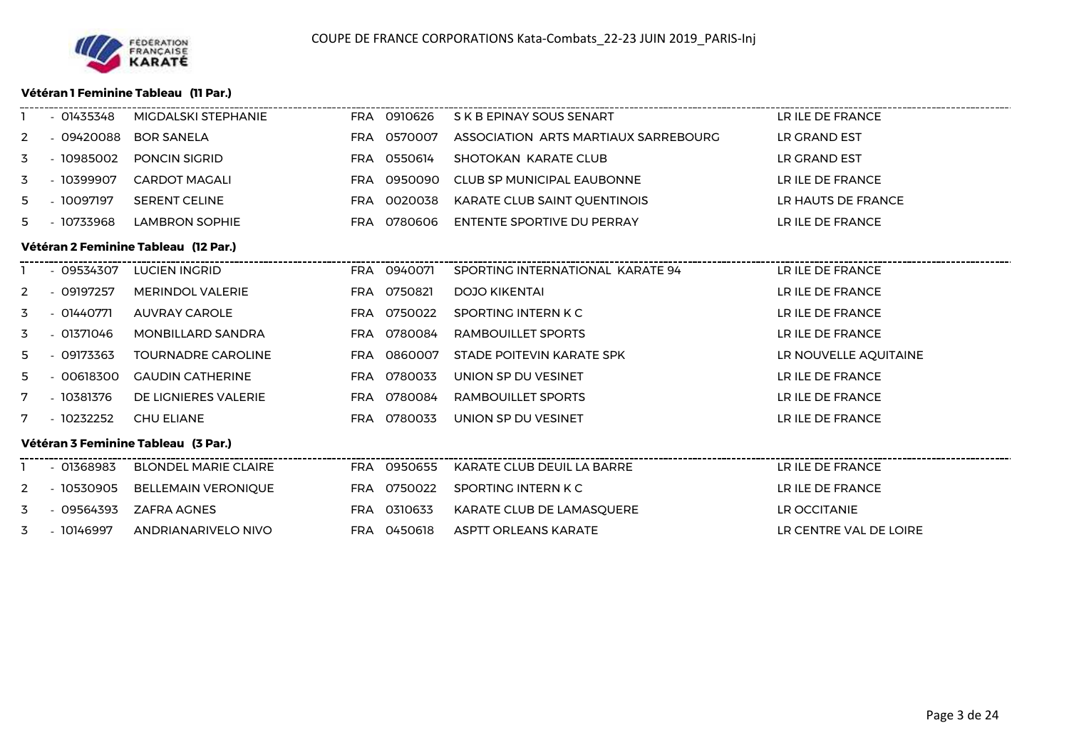COUPE DE FRANCE CORPORATIONS Kata-Combats_22-23 JUIN 2019_PARIS-Inj

### Vétéran 1 Feminine Tableau (11 Par.)

| | | | | | | |
|---|---|---|---|---|---|---|
| 1 | - 01435348 | MIGDALSKI STEPHANIE | FRA | 0910626 | S K B EPINAY SOUS SENART | LR ILE DE FRANCE |
| 2 | - 09420088 | BOR SANELA | FRA | 0570007 | ASSOCIATION ARTS MARTIAUX SARREBOURG | LR GRAND EST |
| 3 | - 10985002 | PONCIN SIGRID | FRA | 0550614 | SHOTOKAN KARATE CLUB | LR GRAND EST |
| 3 | - 10399907 | CARDOT MAGALI | FRA | 0950090 | CLUB SP MUNICIPAL EAUBONNE | LR ILE DE FRANCE |
| 5 | - 10097197 | SERENT CELINE | FRA | 0020038 | KARATE CLUB SAINT QUENTINOIS | LR HAUTS DE FRANCE |
| 5 | - 10733968 | LAMBRON SOPHIE | FRA | 0780606 | ENTENTE SPORTIVE DU PERRAY | LR ILE DE FRANCE |

### Vétéran 2 Feminine Tableau (12 Par.)

| | | | | | | |
|---|---|---|---|---|---|---|
| 1 | - 09534307 | LUCIEN INGRID | FRA | 0940071 | SPORTING INTERNATIONAL KARATE 94 | LR ILE DE FRANCE |
| 2 | - 09197257 | MERINDOL VALERIE | FRA | 0750821 | DOJO KIKENTAI | LR ILE DE FRANCE |
| 3 | - 01440771 | AUVRAY CAROLE | FRA | 0750022 | SPORTING INTERN K C | LR ILE DE FRANCE |
| 3 | - 01371046 | MONBILLARD SANDRA | FRA | 0780084 | RAMBOUILLET SPORTS | LR ILE DE FRANCE |
| 5 | - 09173363 | TOURNADRE CAROLINE | FRA | 0860007 | STADE POITEVIN KARATE SPK | LR NOUVELLE AQUITAINE |
| 5 | - 00618300 | GAUDIN CATHERINE | FRA | 0780033 | UNION SP DU VESINET | LR ILE DE FRANCE |
| 7 | - 10381376 | DE LIGNIERES VALERIE | FRA | 0780084 | RAMBOUILLET SPORTS | LR ILE DE FRANCE |
| 7 | - 10232252 | CHU ELIANE | FRA | 0780033 | UNION SP DU VESINET | LR ILE DE FRANCE |

### Vétéran 3 Feminine Tableau (3 Par.)

| | | | | | | |
|---|---|---|---|---|---|---|
| 1 | - 01368983 | BLONDEL MARIE CLAIRE | FRA | 0950655 | KARATE CLUB DEUIL LA BARRE | LR ILE DE FRANCE |
| 2 | - 10530905 | BELLEMAIN VERONIQUE | FRA | 0750022 | SPORTING INTERN K C | LR ILE DE FRANCE |
| 3 | - 09564393 | ZAFRA AGNES | FRA | 0310633 | KARATE CLUB DE LAMASQUERE | LR OCCITANIE |
| 3 | - 10146997 | ANDRIANARIVELO NIVO | FRA | 0450618 | ASPTT ORLEANS KARATE | LR CENTRE VAL DE LOIRE |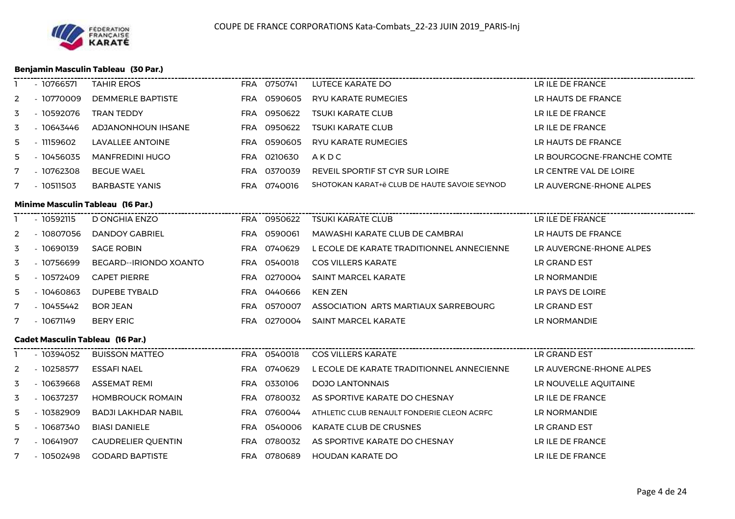# COUPE DE FRANCE CORPORATIONS Kata-Combats_22-23 JUIN 2019_PARIS-Inj

## Benjamin Masculin Tableau (30 Par.)

| | | | | | | |
|---|---|---|---|---|---|---|
| 1 | - 10766571 | TAHIR EROS | FRA | 0750741 | LUTECE KARATE DO | LR ILE DE FRANCE |
| 2 | - 10770009 | DEMMERLE BAPTISTE | FRA | 0590605 | RYU KARATE RUMEGIES | LR HAUTS DE FRANCE |
| 3 | - 10592076 | TRAN TEDDY | FRA | 0950622 | TSUKI KARATE CLUB | LR ILE DE FRANCE |
| 3 | - 10643446 | ADJANONHOUN IHSANE | FRA | 0950622 | TSUKI KARATE CLUB | LR ILE DE FRANCE |
| 5 | - 11159602 | LAVALLEE ANTOINE | FRA | 0590605 | RYU KARATE RUMEGIES | LR HAUTS DE FRANCE |
| 5 | - 10456035 | MANFREDINI HUGO | FRA | 0210630 | A K D C | LR BOURGOGNE-FRANCHE COMTE |
| 7 | - 10762308 | BEGUE WAEL | FRA | 0370039 | REVEIL SPORTIF ST CYR SUR LOIRE | LR CENTRE VAL DE LOIRE |
| 7 | - 10511503 | BARBASTE YANIS | FRA | 0740016 | SHOTOKAN KARAT+ë CLUB DE HAUTE SAVOIE SEYNOD | LR AUVERGNE-RHONE ALPES |

## Minime Masculin Tableau (16 Par.)

| | | | | | | |
|---|---|---|---|---|---|---|
| 1 | - 10592115 | D ONGHIA ENZO | FRA | 0950622 | TSUKI KARATE CLUB | LR ILE DE FRANCE |
| 2 | - 10807056 | DANDOY GABRIEL | FRA | 0590061 | MAWASHI KARATE CLUB DE CAMBRAI | LR HAUTS DE FRANCE |
| 3 | - 10690139 | SAGE ROBIN | FRA | 0740629 | L ECOLE DE KARATE TRADITIONNEL ANNECIENNE | LR AUVERGNE-RHONE ALPES |
| 3 | - 10756699 | BEGARD--IRIONDO XOANTO | FRA | 0540018 | COS VILLERS KARATE | LR GRAND EST |
| 5 | - 10572409 | CAPET PIERRE | FRA | 0270004 | SAINT MARCEL KARATE | LR NORMANDIE |
| 5 | - 10460863 | DUPEBE TYBALD | FRA | 0440666 | KEN ZEN | LR PAYS DE LOIRE |
| 7 | - 10455442 | BOR JEAN | FRA | 0570007 | ASSOCIATION ARTS MARTIAUX SARREBOURG | LR GRAND EST |
| 7 | - 10671149 | BERY ERIC | FRA | 0270004 | SAINT MARCEL KARATE | LR NORMANDIE |

## Cadet Masculin Tableau (16 Par.)

| | | | | | | |
|---|---|---|---|---|---|---|
| 1 | - 10394052 | BUISSON MATTEO | FRA | 0540018 | COS VILLERS KARATE | LR GRAND EST |
| 2 | - 10258577 | ESSAFI NAEL | FRA | 0740629 | L ECOLE DE KARATE TRADITIONNEL ANNECIENNE | LR AUVERGNE-RHONE ALPES |
| 3 | - 10639668 | ASSEMAT REMI | FRA | 0330106 | DOJO LANTONNAIS | LR NOUVELLE AQUITAINE |
| 3 | - 10637237 | HOMBROUCK ROMAIN | FRA | 0780032 | AS SPORTIVE KARATE DO CHESNAY | LR ILE DE FRANCE |
| 5 | - 10382909 | BADJI LAKHDAR NABIL | FRA | 0760044 | ATHLETIC CLUB RENAULT FONDERIE CLEON ACRFC | LR NORMANDIE |
| 5 | - 10687340 | BIASI DANIELE | FRA | 0540006 | KARATE CLUB DE CRUSNES | LR GRAND EST |
| 7 | - 10641907 | CAUDRELIER QUENTIN | FRA | 0780032 | AS SPORTIVE KARATE DO CHESNAY | LR ILE DE FRANCE |
| 7 | - 10502498 | GODARD BAPTISTE | FRA | 0780689 | HOUDAN KARATE DO | LR ILE DE FRANCE |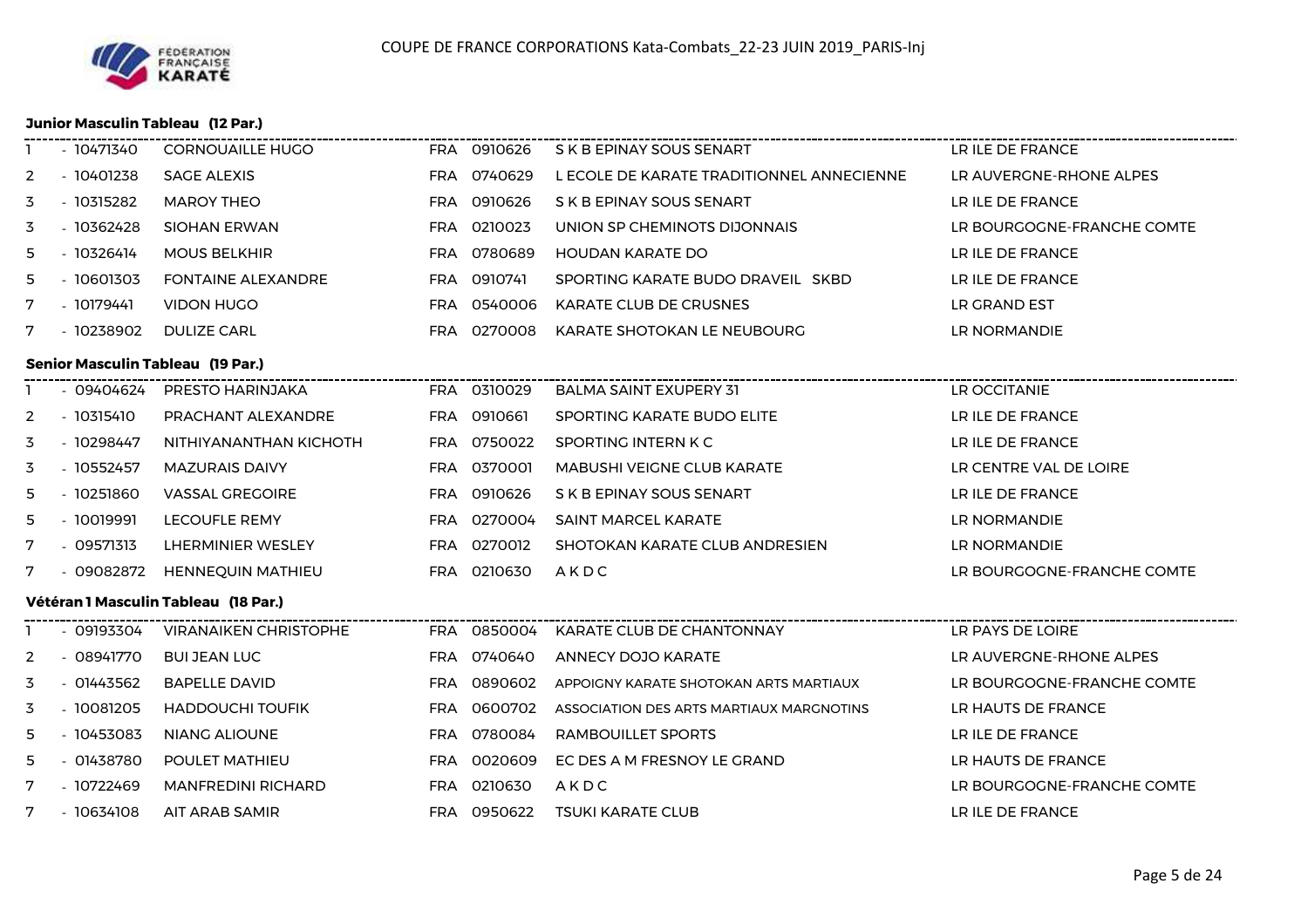# COUPE DE FRANCE CORPORATIONS Kata-Combats_22-23 JUIN 2019_PARIS-Inj

### Junior Masculin Tableau (12 Par.)

| | | | | | | |
|---|---|---|---|---|---|---|
| 1 | - 10471340 | CORNOUAILLE HUGO | FRA | 0910626 | S K B EPINAY SOUS SENART | LR ILE DE FRANCE |
| 2 | - 10401238 | SAGE ALEXIS | FRA | 0740629 | L ECOLE DE KARATE TRADITIONNEL ANNECIENNE | LR AUVERGNE-RHONE ALPES |
| 3 | - 10315282 | MAROY THEO | FRA | 0910626 | S K B EPINAY SOUS SENART | LR ILE DE FRANCE |
| 3 | - 10362428 | SIOHAN ERWAN | FRA | 0210023 | UNION SP CHEMINOTS DIJONNAIS | LR BOURGOGNE-FRANCHE COMTE |
| 5 | - 10326414 | MOUS BELKHIR | FRA | 0780689 | HOUDAN KARATE DO | LR ILE DE FRANCE |
| 5 | - 10601303 | FONTAINE ALEXANDRE | FRA | 0910741 | SPORTING KARATE BUDO DRAVEIL SKBD | LR ILE DE FRANCE |
| 7 | - 10179441 | VIDON HUGO | FRA | 0540006 | KARATE CLUB DE CRUSNES | LR GRAND EST |
| 7 | - 10238902 | DULIZE CARL | FRA | 0270008 | KARATE SHOTOKAN LE NEUBOURG | LR NORMANDIE |

### Senior Masculin Tableau (19 Par.)

| | | | | | | |
|---|---|---|---|---|---|---|
| 1 | - 09404624 | PRESTO HARINJAKA | FRA | 0310029 | BALMA SAINT EXUPERY 31 | LR OCCITANIE |
| 2 | - 10315410 | PRACHANT ALEXANDRE | FRA | 0910661 | SPORTING KARATE BUDO ELITE | LR ILE DE FRANCE |
| 3 | - 10298447 | NITHIYANANTHAN KICHOTH | FRA | 0750022 | SPORTING INTERN K C | LR ILE DE FRANCE |
| 3 | - 10552457 | MAZURAIS DAIVY | FRA | 0370001 | MABUSHI VEIGNE CLUB KARATE | LR CENTRE VAL DE LOIRE |
| 5 | - 10251860 | VASSAL GREGOIRE | FRA | 0910626 | S K B EPINAY SOUS SENART | LR ILE DE FRANCE |
| 5 | - 10019991 | LECOUFLE REMY | FRA | 0270004 | SAINT MARCEL KARATE | LR NORMANDIE |
| 7 | - 09571313 | LHERMINIER WESLEY | FRA | 0270012 | SHOTOKAN KARATE CLUB ANDRESIEN | LR NORMANDIE |
| 7 | - 09082872 | HENNEQUIN MATHIEU | FRA | 0210630 | A K D C | LR BOURGOGNE-FRANCHE COMTE |

### Vétéran 1 Masculin Tableau (18 Par.)

| | | | | | | |
|---|---|---|---|---|---|---|
| 1 | - 09193304 | VIRANAIKEN CHRISTOPHE | FRA | 0850004 | KARATE CLUB DE CHANTONNAY | LR PAYS DE LOIRE |
| 2 | - 08941770 | BUI JEAN LUC | FRA | 0740640 | ANNECY DOJO KARATE | LR AUVERGNE-RHONE ALPES |
| 3 | - 01443562 | BAPELLE DAVID | FRA | 0890602 | APPOIGNY KARATE SHOTOKAN ARTS MARTIAUX | LR BOURGOGNE-FRANCHE COMTE |
| 3 | - 10081205 | HADDOUCHI TOUFIK | FRA | 0600702 | ASSOCIATION DES ARTS MARTIAUX MARGNOTINS | LR HAUTS DE FRANCE |
| 5 | - 10453083 | NIANG ALIOUNE | FRA | 0780084 | RAMBOUILLET SPORTS | LR ILE DE FRANCE |
| 5 | - 01438780 | POULET MATHIEU | FRA | 0020609 | EC DES A M FRESNOY LE GRAND | LR HAUTS DE FRANCE |
| 7 | - 10722469 | MANFREDINI RICHARD | FRA | 0210630 | A K D C | LR BOURGOGNE-FRANCHE COMTE |
| 7 | - 10634108 | AIT ARAB SAMIR | FRA | 0950622 | TSUKI KARATE CLUB | LR ILE DE FRANCE |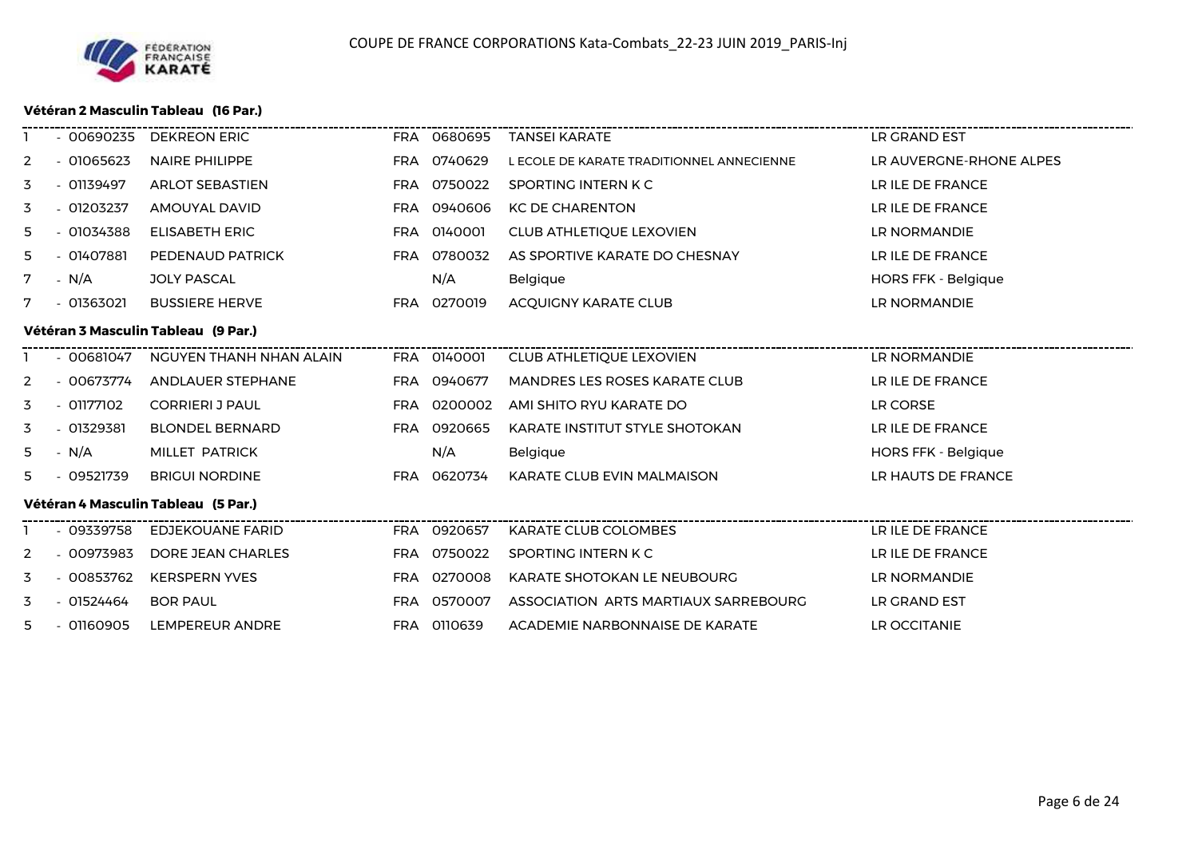COUPE DE FRANCE CORPORATIONS Kata-Combats_22-23 JUIN 2019_PARIS-Inj

### Vétéran 2 Masculin Tableau (16 Par.)

| | | | | | | |
|---|---|---|---|---|---|---|
| 1 | - 00690235 | DEKREON ERIC | FRA | 0680695 | TANSEI KARATE | LR GRAND EST |
| 2 | - 01065623 | NAIRE PHILIPPE | FRA | 0740629 | L ECOLE DE KARATE TRADITIONNEL ANNECIENNE | LR AUVERGNE-RHONE ALPES |
| 3 | - 01139497 | ARLOT SEBASTIEN | FRA | 0750022 | SPORTING INTERN K C | LR ILE DE FRANCE |
| 3 | - 01203237 | AMOUYAL DAVID | FRA | 0940606 | KC DE CHARENTON | LR ILE DE FRANCE |
| 5 | - 01034388 | ELISABETH ERIC | FRA | 0140001 | CLUB ATHLETIQUE LEXOVIEN | LR NORMANDIE |
| 5 | - 01407881 | PEDENAUD PATRICK | FRA | 0780032 | AS SPORTIVE KARATE DO CHESNAY | LR ILE DE FRANCE |
| 7 | - N/A | JOLY PASCAL | | N/A | Belgique | HORS FFK - Belgique |
| 7 | - 01363021 | BUSSIERE HERVE | FRA | 0270019 | ACQUIGNY KARATE CLUB | LR NORMANDIE |

### Vétéran 3 Masculin Tableau (9 Par.)

| | | | | | | |
|---|---|---|---|---|---|---|
| 1 | - 00681047 | NGUYEN THANH NHAN ALAIN | FRA | 0140001 | CLUB ATHLETIQUE LEXOVIEN | LR NORMANDIE |
| 2 | - 00673774 | ANDLAUER STEPHANE | FRA | 0940677 | MANDRES LES ROSES KARATE CLUB | LR ILE DE FRANCE |
| 3 | - 01177102 | CORRIERI J PAUL | FRA | 0200002 | AMI SHITO RYU KARATE DO | LR CORSE |
| 3 | - 01329381 | BLONDEL BERNARD | FRA | 0920665 | KARATE INSTITUT STYLE SHOTOKAN | LR ILE DE FRANCE |
| 5 | - N/A | MILLET PATRICK | | N/A | Belgique | HORS FFK - Belgique |
| 5 | - 09521739 | BRIGUI NORDINE | FRA | 0620734 | KARATE CLUB EVIN MALMAISON | LR HAUTS DE FRANCE |

### Vétéran 4 Masculin Tableau (5 Par.)

| | | | | | | |
|---|---|---|---|---|---|---|
| 1 | - 09339758 | EDJEKOUANE FARID | FRA | 0920657 | KARATE CLUB COLOMBES | LR ILE DE FRANCE |
| 2 | - 00973983 | DORE JEAN CHARLES | FRA | 0750022 | SPORTING INTERN K C | LR ILE DE FRANCE |
| 3 | - 00853762 | KERSPERN YVES | FRA | 0270008 | KARATE SHOTOKAN LE NEUBOURG | LR NORMANDIE |
| 3 | - 01524464 | BOR PAUL | FRA | 0570007 | ASSOCIATION ARTS MARTIAUX SARREBOURG | LR GRAND EST |
| 5 | - 01160905 | LEMPEREUR ANDRE | FRA | 0110639 | ACADEMIE NARBONNAISE DE KARATE | LR OCCITANIE |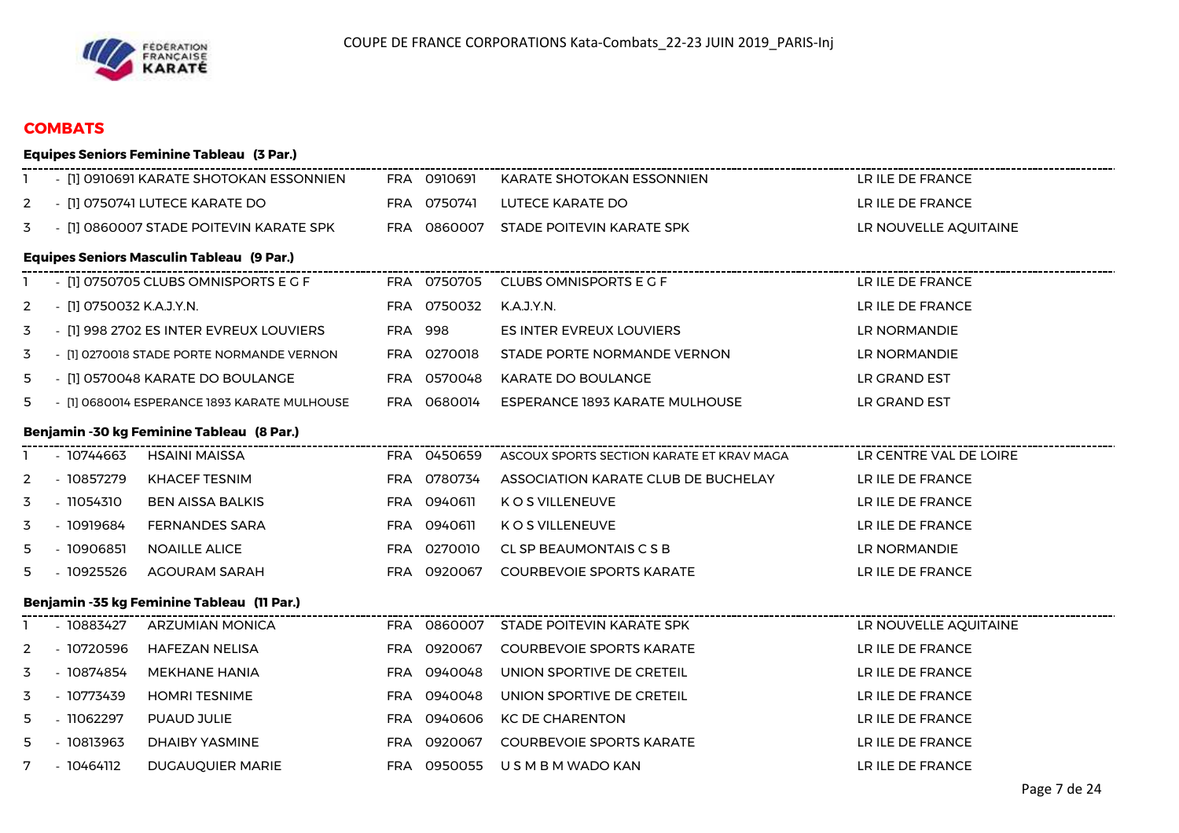## COMBATS

### Equipes Seniors Feminine Tableau (3 Par.)

| | | | | | | |
|---|---|---|---|---|---|---|
| 1 | - [1] 0910691 KARATE SHOTOKAN ESSONNIEN | | FRA | 0910691 | KARATE SHOTOKAN ESSONNIEN | LR ILE DE FRANCE |
| 2 | - [1] 0750741 LUTECE KARATE DO | | FRA | 0750741 | LUTECE KARATE DO | LR ILE DE FRANCE |
| 3 | - [1] 0860007 STADE POITEVIN KARATE SPK | | FRA | 0860007 | STADE POITEVIN KARATE SPK | LR NOUVELLE AQUITAINE |

### Equipes Seniors Masculin Tableau (9 Par.)

| | | | | | | |
|---|---|---|---|---|---|---|
| 1 | - [1] 0750705 CLUBS OMNISPORTS E G F | | FRA | 0750705 | CLUBS OMNISPORTS E G F | LR ILE DE FRANCE |
| 2 | - [1] 0750032 K.A.J.Y.N. | | FRA | 0750032 | K.A.J.Y.N. | LR ILE DE FRANCE |
| 3 | - [1] 998 2702 ES INTER EVREUX LOUVIERS | | FRA | 998 | ES INTER EVREUX LOUVIERS | LR NORMANDIE |
| 3 | - [1] 0270018 STADE PORTE NORMANDE VERNON | | FRA | 0270018 | STADE PORTE NORMANDE VERNON | LR NORMANDIE |
| 5 | - [1] 0570048 KARATE DO BOULANGE | | FRA | 0570048 | KARATE DO BOULANGE | LR GRAND EST |
| 5 | - [1] 0680014 ESPERANCE 1893 KARATE MULHOUSE | | FRA | 0680014 | ESPERANCE 1893 KARATE MULHOUSE | LR GRAND EST |

### Benjamin -30 kg Feminine Tableau (8 Par.)

| | | | | | | |
|---|---|---|---|---|---|---|
| 1 | - 10744663 | HSAINI MAISSA | FRA | 0450659 | ASCOUX SPORTS SECTION KARATE ET KRAV MAGA | LR CENTRE VAL DE LOIRE |
| 2 | - 10857279 | KHACEF TESNIM | FRA | 0780734 | ASSOCIATION KARATE CLUB DE BUCHELAY | LR ILE DE FRANCE |
| 3 | - 11054310 | BEN AISSA BALKIS | FRA | 0940611 | K O S VILLENEUVE | LR ILE DE FRANCE |
| 3 | - 10919684 | FERNANDES SARA | FRA | 0940611 | K O S VILLENEUVE | LR ILE DE FRANCE |
| 5 | - 10906851 | NOAILLE ALICE | FRA | 0270010 | CL SP BEAUMONTAIS C S B | LR NORMANDIE |
| 5 | - 10925526 | AGOURAM SARAH | FRA | 0920067 | COURBEVOIE SPORTS KARATE | LR ILE DE FRANCE |

### Benjamin -35 kg Feminine Tableau (11 Par.)

| | | | | | | |
|---|---|---|---|---|---|---|
| 1 | - 10883427 | ARZUMIAN MONICA | FRA | 0860007 | STADE POITEVIN KARATE SPK | LR NOUVELLE AQUITAINE |
| 2 | - 10720596 | HAFEZAN NELISA | FRA | 0920067 | COURBEVOIE SPORTS KARATE | LR ILE DE FRANCE |
| 3 | - 10874854 | MEKHANE HANIA | FRA | 0940048 | UNION SPORTIVE DE CRETEIL | LR ILE DE FRANCE |
| 3 | - 10773439 | HOMRI TESNIME | FRA | 0940048 | UNION SPORTIVE DE CRETEIL | LR ILE DE FRANCE |
| 5 | - 11062297 | PUAUD JULIE | FRA | 0940606 | KC DE CHARENTON | LR ILE DE FRANCE |
| 5 | - 10813963 | DHAIBY YASMINE | FRA | 0920067 | COURBEVOIE SPORTS KARATE | LR ILE DE FRANCE |
| 7 | - 10464112 | DUGAUQUIER MARIE | FRA | 0950055 | U S M B M WADO KAN | LR ILE DE FRANCE |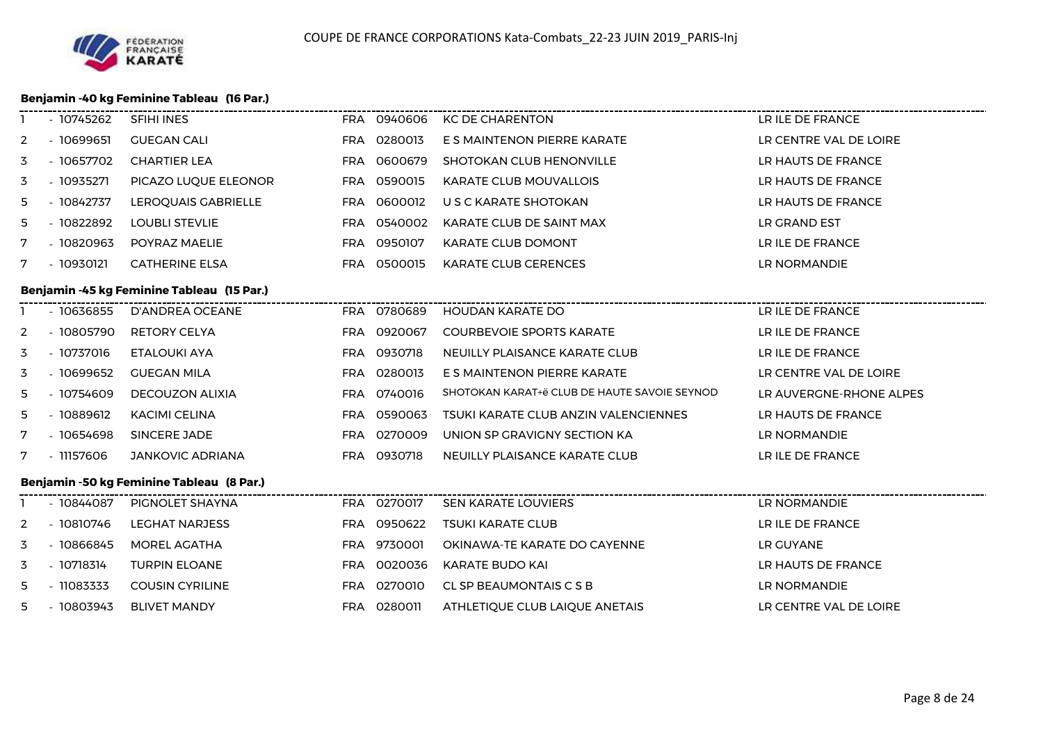COUPE DE FRANCE CORPORATIONS Kata-Combats_22-23 JUIN 2019_PARIS-Inj

### Benjamin -40 kg Feminine Tableau (16 Par.)

| | | | | | | |
|---|---|---|---|---|---|---|
| 1 | - 10745262 | SFIHI INES | FRA | 0940606 | KC DE CHARENTON | LR ILE DE FRANCE |
| 2 | - 10699651 | GUEGAN CALI | FRA | 0280013 | E S MAINTENON PIERRE KARATE | LR CENTRE VAL DE LOIRE |
| 3 | - 10657702 | CHARTIER LEA | FRA | 0600679 | SHOTOKAN CLUB HENONVILLE | LR HAUTS DE FRANCE |
| 3 | - 10935271 | PICAZO LUQUE ELEONOR | FRA | 0590015 | KARATE CLUB MOUVALLOIS | LR HAUTS DE FRANCE |
| 5 | - 10842737 | LEROQUAIS GABRIELLE | FRA | 0600012 | U S C KARATE SHOTOKAN | LR HAUTS DE FRANCE |
| 5 | - 10822892 | LOUBLI STEVLIE | FRA | 0540002 | KARATE CLUB DE SAINT MAX | LR GRAND EST |
| 7 | - 10820963 | POYRAZ MAELIE | FRA | 0950107 | KARATE CLUB DOMONT | LR ILE DE FRANCE |
| 7 | - 10930121 | CATHERINE ELSA | FRA | 0500015 | KARATE CLUB CERENCES | LR NORMANDIE |

### Benjamin -45 kg Feminine Tableau (15 Par.)

| | | | | | | |
|---|---|---|---|---|---|---|
| 1 | - 10636855 | D'ANDREA OCEANE | FRA | 0780689 | HOUDAN KARATE DO | LR ILE DE FRANCE |
| 2 | - 10805790 | RETORY CELYA | FRA | 0920067 | COURBEVOIE SPORTS KARATE | LR ILE DE FRANCE |
| 3 | - 10737016 | ETALOUKI AYA | FRA | 0930718 | NEUILLY PLAISANCE KARATE CLUB | LR ILE DE FRANCE |
| 3 | - 10699652 | GUEGAN MILA | FRA | 0280013 | E S MAINTENON PIERRE KARATE | LR CENTRE VAL DE LOIRE |
| 5 | - 10754609 | DECOUZON ALIXIA | FRA | 0740016 | SHOTOKAN KARAT+ë CLUB DE HAUTE SAVOIE SEYNOD | LR AUVERGNE-RHONE ALPES |
| 5 | - 10889612 | KACIMI CELINA | FRA | 0590063 | TSUKI KARATE CLUB ANZIN VALENCIENNES | LR HAUTS DE FRANCE |
| 7 | - 10654698 | SINCERE JADE | FRA | 0270009 | UNION SP GRAVIGNY SECTION KA | LR NORMANDIE |
| 7 | - 11157606 | JANKOVIC ADRIANA | FRA | 0930718 | NEUILLY PLAISANCE KARATE CLUB | LR ILE DE FRANCE |

### Benjamin -50 kg Feminine Tableau (8 Par.)

| | | | | | | |
|---|---|---|---|---|---|---|
| 1 | - 10844087 | PIGNOLET SHAYNA | FRA | 0270017 | SEN KARATE LOUVIERS | LR NORMANDIE |
| 2 | - 10810746 | LEGHAT NARJESS | FRA | 0950622 | TSUKI KARATE CLUB | LR ILE DE FRANCE |
| 3 | - 10866845 | MOREL AGATHA | FRA | 9730001 | OKINAWA-TE KARATE DO CAYENNE | LR GUYANE |
| 3 | - 10718314 | TURPIN ELOANE | FRA | 0020036 | KARATE BUDO KAI | LR HAUTS DE FRANCE |
| 5 | - 11083333 | COUSIN CYRILINE | FRA | 0270010 | CL SP BEAUMONTAIS C S B | LR NORMANDIE |
| 5 | - 10803943 | BLIVET MANDY | FRA | 0280011 | ATHLETIQUE CLUB LAIQUE ANETAIS | LR CENTRE VAL DE LOIRE |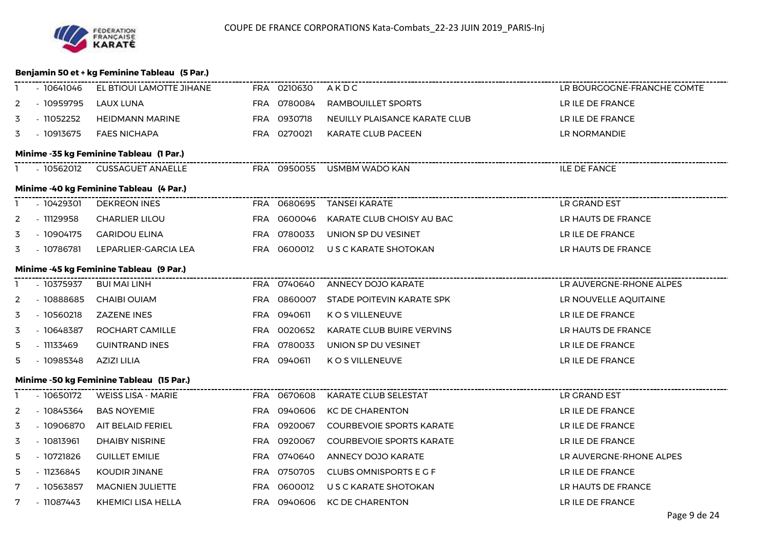COUPE DE FRANCE CORPORATIONS Kata-Combats_22-23 JUIN 2019_PARIS-Inj

### Benjamin 50 et + kg Feminine Tableau (5 Par.)

| | | | | | | |
|---|---|---|---|---|---|---|
| 1 | - 10641046 | EL BTIOUI LAMOTTE JIHANE | FRA | 0210630 | A K D C | LR BOURGOGNE-FRANCHE COMTE |
| 2 | - 10959795 | LAUX LUNA | FRA | 0780084 | RAMBOUILLET SPORTS | LR ILE DE FRANCE |
| 3 | - 11052252 | HEIDMANN MARINE | FRA | 0930718 | NEUILLY PLAISANCE KARATE CLUB | LR ILE DE FRANCE |
| 3 | - 10913675 | FAES NICHAPA | FRA | 0270021 | KARATE CLUB PACEEN | LR NORMANDIE |

### Minime -35 kg Feminine Tableau (1 Par.)

| | | | | | | |
|---|---|---|---|---|---|---|
| 1 | - 10562012 | CUSSAGUET ANAELLE | FRA | 0950055 | USMBM WADO KAN | ILE DE FANCE |

### Minime -40 kg Feminine Tableau (4 Par.)

| | | | | | | |
|---|---|---|---|---|---|---|
| 1 | - 10429301 | DEKREON INES | FRA | 0680695 | TANSEI KARATE | LR GRAND EST |
| 2 | - 11129958 | CHARLIER LILOU | FRA | 0600046 | KARATE CLUB CHOISY AU BAC | LR HAUTS DE FRANCE |
| 3 | - 10904175 | GARIDOU ELINA | FRA | 0780033 | UNION SP DU VESINET | LR ILE DE FRANCE |
| 3 | - 10786781 | LEPARLIER-GARCIA LEA | FRA | 0600012 | U S C KARATE SHOTOKAN | LR HAUTS DE FRANCE |

### Minime -45 kg Feminine Tableau (9 Par.)

| | | | | | | |
|---|---|---|---|---|---|---|
| 1 | - 10375937 | BUI MAI LINH | FRA | 0740640 | ANNECY DOJO KARATE | LR AUVERGNE-RHONE ALPES |
| 2 | - 10888685 | CHAIBI OUIAM | FRA | 0860007 | STADE POITEVIN KARATE SPK | LR NOUVELLE AQUITAINE |
| 3 | - 10560218 | ZAZENE INES | FRA | 0940611 | K O S VILLENEUVE | LR ILE DE FRANCE |
| 3 | - 10648387 | ROCHART CAMILLE | FRA | 0020652 | KARATE CLUB BUIRE VERVINS | LR HAUTS DE FRANCE |
| 5 | - 11133469 | GUINTRAND INES | FRA | 0780033 | UNION SP DU VESINET | LR ILE DE FRANCE |
| 5 | - 10985348 | AZIZI LILIA | FRA | 0940611 | K O S VILLENEUVE | LR ILE DE FRANCE |

### Minime -50 kg Feminine Tableau (15 Par.)

| | | | | | | |
|---|---|---|---|---|---|---|
| 1 | - 10650172 | WEISS LISA - MARIE | FRA | 0670608 | KARATE CLUB SELESTAT | LR GRAND EST |
| 2 | - 10845364 | BAS NOYEMIE | FRA | 0940606 | KC DE CHARENTON | LR ILE DE FRANCE |
| 3 | - 10906870 | AIT BELAID FERIEL | FRA | 0920067 | COURBEVOIE SPORTS KARATE | LR ILE DE FRANCE |
| 3 | - 10813961 | DHAIBY NISRINE | FRA | 0920067 | COURBEVOIE SPORTS KARATE | LR ILE DE FRANCE |
| 5 | - 10721826 | GUILLET EMILIE | FRA | 0740640 | ANNECY DOJO KARATE | LR AUVERGNE-RHONE ALPES |
| 5 | - 11236845 | KOUDIR JINANE | FRA | 0750705 | CLUBS OMNISPORTS E G F | LR ILE DE FRANCE |
| 7 | - 10563857 | MAGNIEN JULIETTE | FRA | 0600012 | U S C KARATE SHOTOKAN | LR HAUTS DE FRANCE |
| 7 | - 11087443 | KHEMICI LISA HELLA | FRA | 0940606 | KC DE CHARENTON | LR ILE DE FRANCE |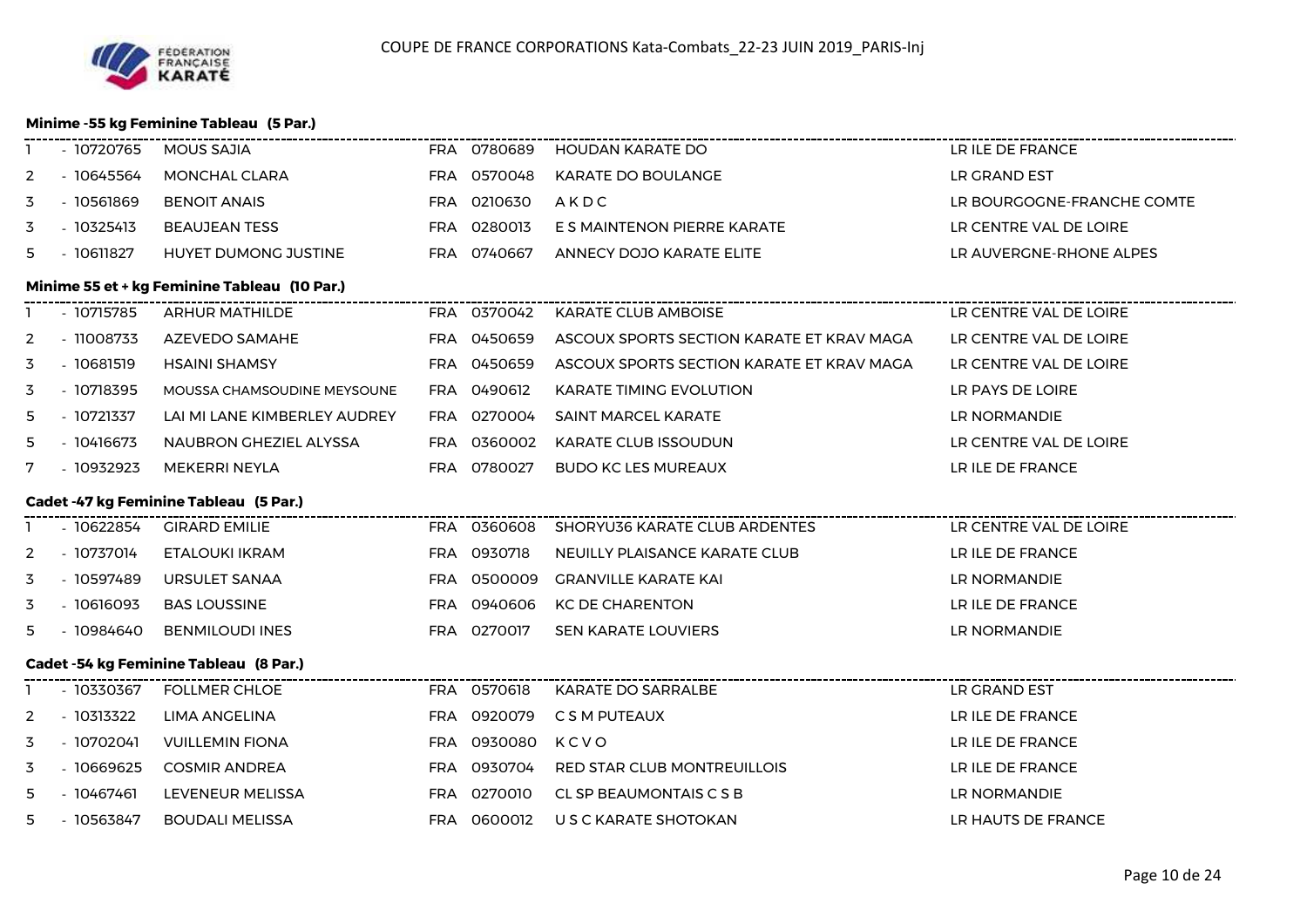#### Minime -55 kg Feminine Tableau (5 Par.)

| | | | | | | |
|---|---|---|---|---|---|---|
| 1 | - 10720765 | MOUS SAJIA | FRA | 0780689 | HOUDAN KARATE DO | LR ILE DE FRANCE |
| 2 | - 10645564 | MONCHAL CLARA | FRA | 0570048 | KARATE DO BOULANGE | LR GRAND EST |
| 3 | - 10561869 | BENOIT ANAIS | FRA | 0210630 | A K D C | LR BOURGOGNE-FRANCHE COMTE |
| 3 | - 10325413 | BEAUJEAN TESS | FRA | 0280013 | E S MAINTENON PIERRE KARATE | LR CENTRE VAL DE LOIRE |
| 5 | - 10611827 | HUYET DUMONG JUSTINE | FRA | 0740667 | ANNECY DOJO KARATE ELITE | LR AUVERGNE-RHONE ALPES |

#### Minime 55 et + kg Feminine Tableau (10 Par.)

| | | | | | | |
|---|---|---|---|---|---|---|
| 1 | - 10715785 | ARHUR MATHILDE | FRA | 0370042 | KARATE CLUB AMBOISE | LR CENTRE VAL DE LOIRE |
| 2 | - 11008733 | AZEVEDO SAMAHE | FRA | 0450659 | ASCOUX SPORTS SECTION KARATE ET KRAV MAGA | LR CENTRE VAL DE LOIRE |
| 3 | - 10681519 | HSAINI SHAMSY | FRA | 0450659 | ASCOUX SPORTS SECTION KARATE ET KRAV MAGA | LR CENTRE VAL DE LOIRE |
| 3 | - 10718395 | MOUSSA CHAMSOUDINE MEYSOUNE | FRA | 0490612 | KARATE TIMING EVOLUTION | LR PAYS DE LOIRE |
| 5 | - 10721337 | LAI MI LANE KIMBERLEY AUDREY | FRA | 0270004 | SAINT MARCEL KARATE | LR NORMANDIE |
| 5 | - 10416673 | NAUBRON GHEZIEL ALYSSA | FRA | 0360002 | KARATE CLUB ISSOUDUN | LR CENTRE VAL DE LOIRE |
| 7 | - 10932923 | MEKERRI NEYLA | FRA | 0780027 | BUDO KC LES MUREAUX | LR ILE DE FRANCE |

#### Cadet -47 kg Feminine Tableau (5 Par.)

| | | | | | | |
|---|---|---|---|---|---|---|
| 1 | - 10622854 | GIRARD EMILIE | FRA | 0360608 | SHORYU36 KARATE CLUB ARDENTES | LR CENTRE VAL DE LOIRE |
| 2 | - 10737014 | ETALOUKI IKRAM | FRA | 0930718 | NEUILLY PLAISANCE KARATE CLUB | LR ILE DE FRANCE |
| 3 | - 10597489 | URSULET SANAA | FRA | 0500009 | GRANVILLE KARATE KAI | LR NORMANDIE |
| 3 | - 10616093 | BAS LOUSSINE | FRA | 0940606 | KC DE CHARENTON | LR ILE DE FRANCE |
| 5 | - 10984640 | BENMILOUDI INES | FRA | 0270017 | SEN KARATE LOUVIERS | LR NORMANDIE |

#### Cadet -54 kg Feminine Tableau (8 Par.)

| | | | | | | |
|---|---|---|---|---|---|---|
| 1 | - 10330367 | FOLLMER CHLOE | FRA | 0570618 | KARATE DO SARRALBE | LR GRAND EST |
| 2 | - 10313322 | LIMA ANGELINA | FRA | 0920079 | C S M PUTEAUX | LR ILE DE FRANCE |
| 3 | - 10702041 | VUILLEMIN FIONA | FRA | 0930080 | K C V O | LR ILE DE FRANCE |
| 3 | - 10669625 | COSMIR ANDREA | FRA | 0930704 | RED STAR CLUB MONTREUILLOIS | LR ILE DE FRANCE |
| 5 | - 10467461 | LEVENEUR MELISSA | FRA | 0270010 | CL SP BEAUMONTAIS C S B | LR NORMANDIE |
| 5 | - 10563847 | BOUDALI MELISSA | FRA | 0600012 | U S C KARATE SHOTOKAN | LR HAUTS DE FRANCE |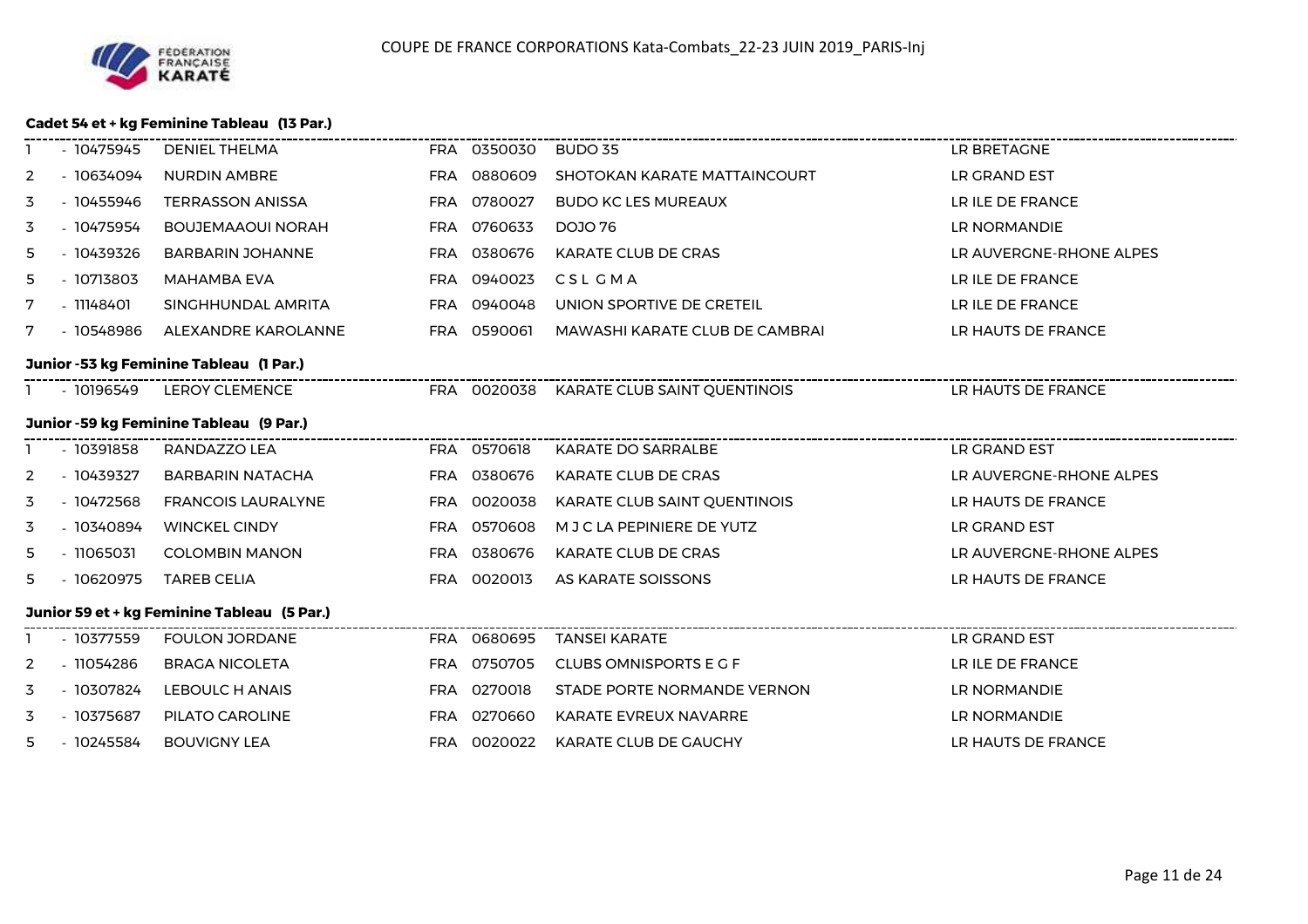COUPE DE FRANCE CORPORATIONS Kata-Combats_22-23 JUIN 2019_PARIS-Inj

### Cadet 54 et + kg Feminine Tableau (13 Par.)

| | | | | | | |
|---|---|---|---|---|---|---|
| 1 | - 10475945 | DENIEL THELMA | FRA | 0350030 | BUDO 35 | LR BRETAGNE |
| 2 | - 10634094 | NURDIN AMBRE | FRA | 0880609 | SHOTOKAN KARATE MATTAINCOURT | LR GRAND EST |
| 3 | - 10455946 | TERRASSON ANISSA | FRA | 0780027 | BUDO KC LES MUREAUX | LR ILE DE FRANCE |
| 3 | - 10475954 | BOUJEMAAOUI NORAH | FRA | 0760633 | DOJO 76 | LR NORMANDIE |
| 5 | - 10439326 | BARBARIN JOHANNE | FRA | 0380676 | KARATE CLUB DE CRAS | LR AUVERGNE-RHONE ALPES |
| 5 | - 10713803 | MAHAMBA EVA | FRA | 0940023 | C S L G M A | LR ILE DE FRANCE |
| 7 | - 11148401 | SINGHHUNDAL AMRITA | FRA | 0940048 | UNION SPORTIVE DE CRETEIL | LR ILE DE FRANCE |
| 7 | - 10548986 | ALEXANDRE KAROLANNE | FRA | 0590061 | MAWASHI KARATE CLUB DE CAMBRAI | LR HAUTS DE FRANCE |

### Junior -53 kg Feminine Tableau (1 Par.)

| | | | | | | |
|---|---|---|---|---|---|---|
| 1 | - 10196549 | LEROY CLEMENCE | FRA | 0020038 | KARATE CLUB SAINT QUENTINOIS | LR HAUTS DE FRANCE |

### Junior -59 kg Feminine Tableau (9 Par.)

| | | | | | | |
|---|---|---|---|---|---|---|
| 1 | - 10391858 | RANDAZZO LEA | FRA | 0570618 | KARATE DO SARRALBE | LR GRAND EST |
| 2 | - 10439327 | BARBARIN NATACHA | FRA | 0380676 | KARATE CLUB DE CRAS | LR AUVERGNE-RHONE ALPES |
| 3 | - 10472568 | FRANCOIS LAURALYNE | FRA | 0020038 | KARATE CLUB SAINT QUENTINOIS | LR HAUTS DE FRANCE |
| 3 | - 10340894 | WINCKEL CINDY | FRA | 0570608 | M J C LA PEPINIERE DE YUTZ | LR GRAND EST |
| 5 | - 11065031 | COLOMBIN MANON | FRA | 0380676 | KARATE CLUB DE CRAS | LR AUVERGNE-RHONE ALPES |
| 5 | - 10620975 | TAREB CELIA | FRA | 0020013 | AS KARATE SOISSONS | LR HAUTS DE FRANCE |

### Junior 59 et + kg Feminine Tableau (5 Par.)

| | | | | | | |
|---|---|---|---|---|---|---|
| 1 | - 10377559 | FOULON JORDANE | FRA | 0680695 | TANSEI KARATE | LR GRAND EST |
| 2 | - 11054286 | BRAGA NICOLETA | FRA | 0750705 | CLUBS OMNISPORTS E G F | LR ILE DE FRANCE |
| 3 | - 10307824 | LEBOULC H ANAIS | FRA | 0270018 | STADE PORTE NORMANDE VERNON | LR NORMANDIE |
| 3 | - 10375687 | PILATO CAROLINE | FRA | 0270660 | KARATE EVREUX NAVARRE | LR NORMANDIE |
| 5 | - 10245584 | BOUVIGNY LEA | FRA | 0020022 | KARATE CLUB DE GAUCHY | LR HAUTS DE FRANCE |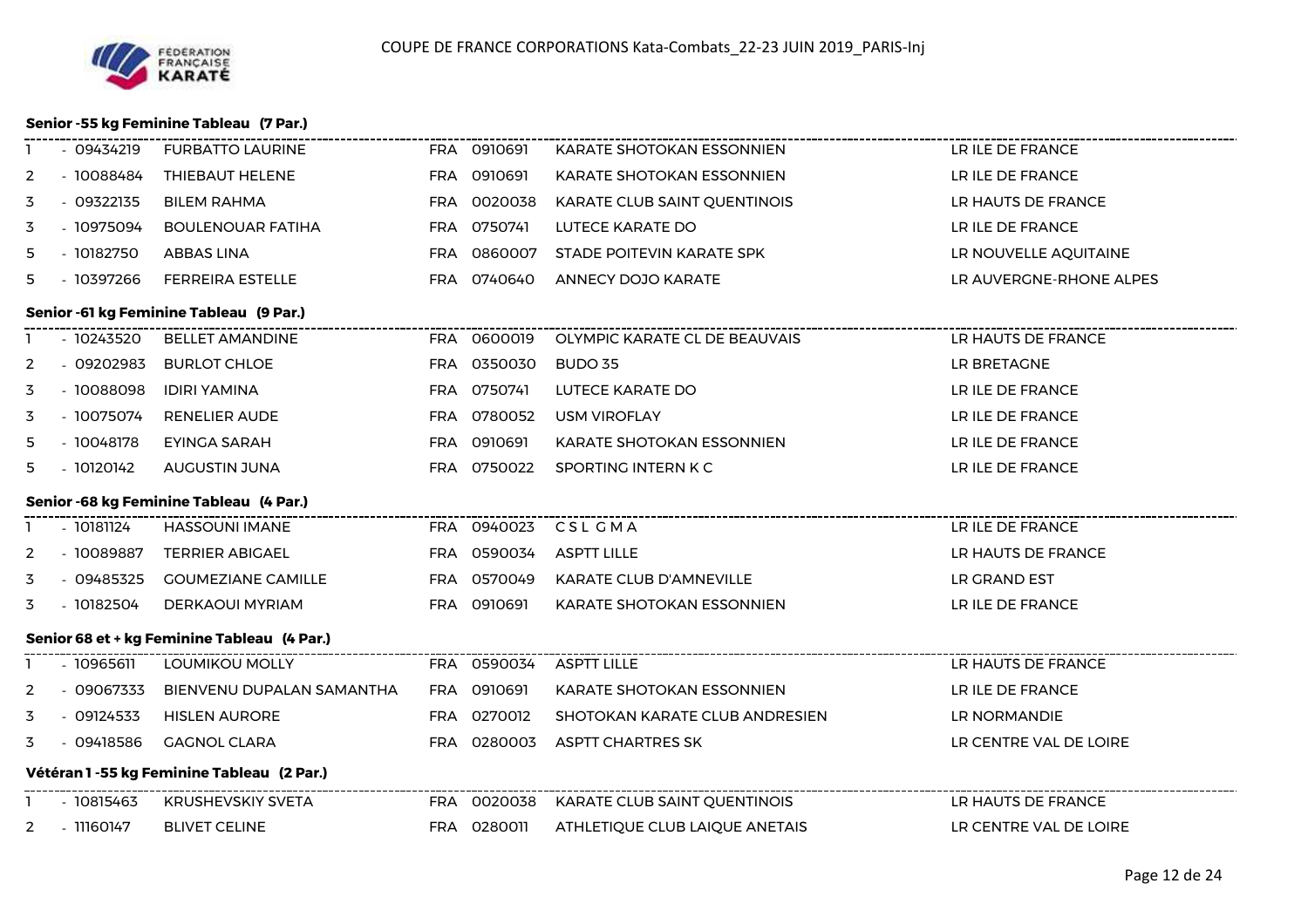COUPE DE FRANCE CORPORATIONS Kata-Combats_22-23 JUIN 2019_PARIS-Inj

### Senior -55 kg Feminine Tableau (7 Par.)

| | | | | | | |
|---|---|---|---|---|---|---|
| 1 | - 09434219 | FURBATTO LAURINE | FRA | 0910691 | KARATE SHOTOKAN ESSONNIEN | LR ILE DE FRANCE |
| 2 | - 10088484 | THIEBAUT HELENE | FRA | 0910691 | KARATE SHOTOKAN ESSONNIEN | LR ILE DE FRANCE |
| 3 | - 09322135 | BILEM RAHMA | FRA | 0020038 | KARATE CLUB SAINT QUENTINOIS | LR HAUTS DE FRANCE |
| 3 | - 10975094 | BOULENOUAR FATIHA | FRA | 0750741 | LUTECE KARATE DO | LR ILE DE FRANCE |
| 5 | - 10182750 | ABBAS LINA | FRA | 0860007 | STADE POITEVIN KARATE SPK | LR NOUVELLE AQUITAINE |
| 5 | - 10397266 | FERREIRA ESTELLE | FRA | 0740640 | ANNECY DOJO KARATE | LR AUVERGNE-RHONE ALPES |

### Senior -61 kg Feminine Tableau (9 Par.)

| | | | | | | |
|---|---|---|---|---|---|---|
| 1 | - 10243520 | BELLET AMANDINE | FRA | 0600019 | OLYMPIC KARATE CL DE BEAUVAIS | LR HAUTS DE FRANCE |
| 2 | - 09202983 | BURLOT CHLOE | FRA | 0350030 | BUDO 35 | LR BRETAGNE |
| 3 | - 10088098 | IDIRI YAMINA | FRA | 0750741 | LUTECE KARATE DO | LR ILE DE FRANCE |
| 3 | - 10075074 | RENELIER AUDE | FRA | 0780052 | USM VIROFLAY | LR ILE DE FRANCE |
| 5 | - 10048178 | EYINGA SARAH | FRA | 0910691 | KARATE SHOTOKAN ESSONNIEN | LR ILE DE FRANCE |
| 5 | - 10120142 | AUGUSTIN JUNA | FRA | 0750022 | SPORTING INTERN K C | LR ILE DE FRANCE |

### Senior -68 kg Feminine Tableau (4 Par.)

| | | | | | | |
|---|---|---|---|---|---|---|
| 1 | - 10181124 | HASSOUNI IMANE | FRA | 0940023 | C S L G M A | LR ILE DE FRANCE |
| 2 | - 10089887 | TERRIER ABIGAEL | FRA | 0590034 | ASPTT LILLE | LR HAUTS DE FRANCE |
| 3 | - 09485325 | GOUMEZIANE CAMILLE | FRA | 0570049 | KARATE CLUB D'AMNEVILLE | LR GRAND EST |
| 3 | - 10182504 | DERKAOUI MYRIAM | FRA | 0910691 | KARATE SHOTOKAN ESSONNIEN | LR ILE DE FRANCE |

### Senior 68 et + kg Feminine Tableau (4 Par.)

| | | | | | | |
|---|---|---|---|---|---|---|
| 1 | - 10965611 | LOUMIKOU MOLLY | FRA | 0590034 | ASPTT LILLE | LR HAUTS DE FRANCE |
| 2 | - 09067333 | BIENVENU DUPALAN SAMANTHA | FRA | 0910691 | KARATE SHOTOKAN ESSONNIEN | LR ILE DE FRANCE |
| 3 | - 09124533 | HISLEN AURORE | FRA | 0270012 | SHOTOKAN KARATE CLUB ANDRESIEN | LR NORMANDIE |
| 3 | - 09418586 | GAGNOL CLARA | FRA | 0280003 | ASPTT CHARTRES SK | LR CENTRE VAL DE LOIRE |

### Vétéran 1 -55 kg Feminine Tableau (2 Par.)

| | | | | | | |
|---|---|---|---|---|---|---|
| 1 | - 10815463 | KRUSHEVSKIY SVETA | FRA | 0020038 | KARATE CLUB SAINT QUENTINOIS | LR HAUTS DE FRANCE |
| 2 | - 11160147 | BLIVET CELINE | FRA | 0280011 | ATHLETIQUE CLUB LAIQUE ANETAIS | LR CENTRE VAL DE LOIRE |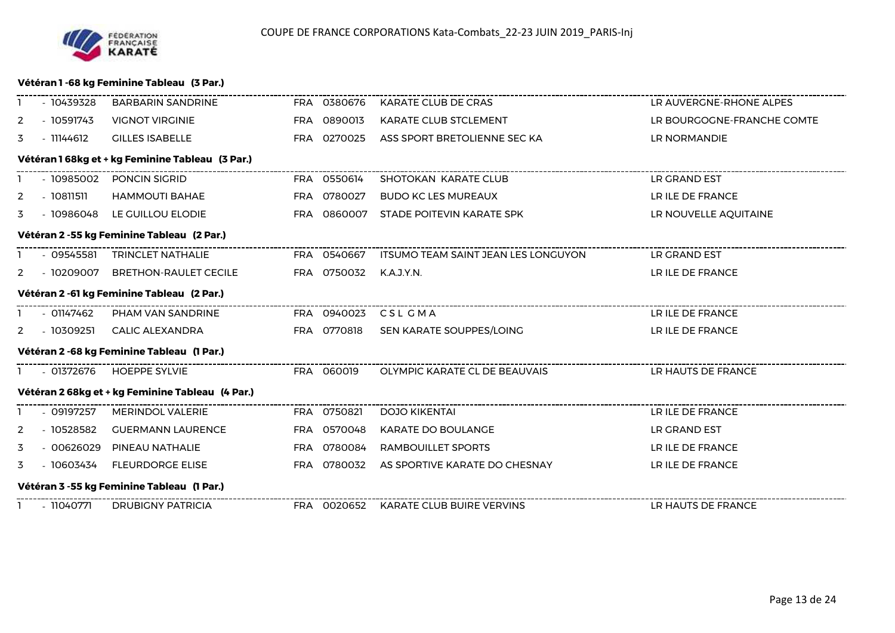### Vétéran 1 -68 kg Feminine Tableau (3 Par.)

| | | | | | | |
|---|---|---|---|---|---|---|
| 1 | - 10439328 | BARBARIN SANDRINE | FRA | 0380676 | KARATE CLUB DE CRAS | LR AUVERGNE-RHONE ALPES |
| 2 | - 10591743 | VIGNOT VIRGINIE | FRA | 0890013 | KARATE CLUB STCLEMENT | LR BOURGOGNE-FRANCHE COMTE |
| 3 | - 11144612 | GILLES ISABELLE | FRA | 0270025 | ASS SPORT BRETOLIENNE SEC KA | LR NORMANDIE |

### Vétéran 1 68kg et + kg Feminine Tableau (3 Par.)

| | | | | | | |
|---|---|---|---|---|---|---|
| 1 | - 10985002 | PONCIN SIGRID | FRA | 0550614 | SHOTOKAN KARATE CLUB | LR GRAND EST |
| 2 | - 10811511 | HAMMOUTI BAHAE | FRA | 0780027 | BUDO KC LES MUREAUX | LR ILE DE FRANCE |
| 3 | - 10986048 | LE GUILLOU ELODIE | FRA | 0860007 | STADE POITEVIN KARATE SPK | LR NOUVELLE AQUITAINE |

### Vétéran 2 -55 kg Feminine Tableau (2 Par.)

| | | | | | | |
|---|---|---|---|---|---|---|
| 1 | - 09545581 | TRINCLET NATHALIE | FRA | 0540667 | ITSUMO TEAM SAINT JEAN LES LONGUYON | LR GRAND EST |
| 2 | - 10209007 | BRETHON-RAULET CECILE | FRA | 0750032 | K.A.J.Y.N. | LR ILE DE FRANCE |

### Vétéran 2 -61 kg Feminine Tableau (2 Par.)

| | | | | | | |
|---|---|---|---|---|---|---|
| 1 | - 01147462 | PHAM VAN SANDRINE | FRA | 0940023 | C S L G M A | LR ILE DE FRANCE |
| 2 | - 10309251 | CALIC ALEXANDRA | FRA | 0770818 | SEN KARATE SOUPPES/LOING | LR ILE DE FRANCE |

### Vétéran 2 -68 kg Feminine Tableau (1 Par.)

| | | | | | | |
|---|---|---|---|---|---|---|
| 1 | - 01372676 | HOEPPE SYLVIE | FRA | 060019 | OLYMPIC KARATE CL DE BEAUVAIS | LR HAUTS DE FRANCE |

### Vétéran 2 68kg et + kg Feminine Tableau (4 Par.)

| | | | | | | |
|---|---|---|---|---|---|---|
| 1 | - 09197257 | MERINDOL VALERIE | FRA | 0750821 | DOJO KIKENTAI | LR ILE DE FRANCE |
| 2 | - 10528582 | GUERMANN LAURENCE | FRA | 0570048 | KARATE DO BOULANGE | LR GRAND EST |
| 3 | - 00626029 | PINEAU NATHALIE | FRA | 0780084 | RAMBOUILLET SPORTS | LR ILE DE FRANCE |
| 3 | - 10603434 | FLEURDORGE ELISE | FRA | 0780032 | AS SPORTIVE KARATE DO CHESNAY | LR ILE DE FRANCE |

### Vétéran 3 -55 kg Feminine Tableau (1 Par.)

| | | | | | | |
|---|---|---|---|---|---|---|
| 1 | - 11040771 | DRUBIGNY PATRICIA | FRA | 0020652 | KARATE CLUB BUIRE VERVINS | LR HAUTS DE FRANCE |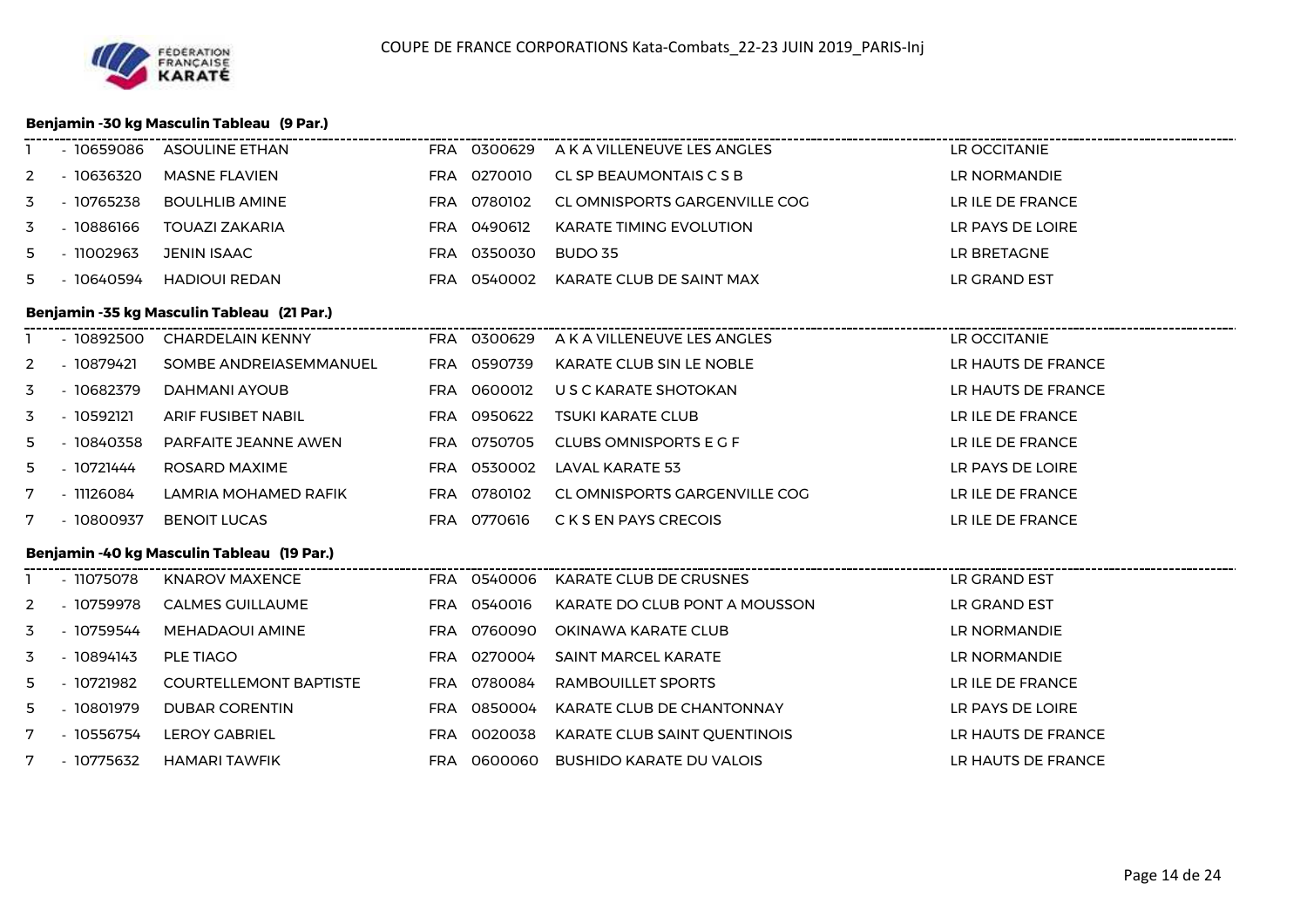## Benjamin -30 kg Masculin Tableau (9 Par.)

| | | | | | | |
|---|---|---|---|---|---|---|
| 1 | - 10659086 | ASOULINE ETHAN | FRA | 0300629 | A K A VILLENEUVE LES ANGLES | LR OCCITANIE |
| 2 | - 10636320 | MASNE FLAVIEN | FRA | 0270010 | CL SP BEAUMONTAIS C S B | LR NORMANDIE |
| 3 | - 10765238 | BOULHLIB AMINE | FRA | 0780102 | CL OMNISPORTS GARGENVILLE COG | LR ILE DE FRANCE |
| 3 | - 10886166 | TOUAZI ZAKARIA | FRA | 0490612 | KARATE TIMING EVOLUTION | LR PAYS DE LOIRE |
| 5 | - 11002963 | JENIN ISAAC | FRA | 0350030 | BUDO 35 | LR BRETAGNE |
| 5 | - 10640594 | HADIOUI REDAN | FRA | 0540002 | KARATE CLUB DE SAINT MAX | LR GRAND EST |

## Benjamin -35 kg Masculin Tableau (21 Par.)

| | | | | | | |
|---|---|---|---|---|---|---|
| 1 | - 10892500 | CHARDELAIN KENNY | FRA | 0300629 | A K A VILLENEUVE LES ANGLES | LR OCCITANIE |
| 2 | - 10879421 | SOMBE ANDREIASEMMANUEL | FRA | 0590739 | KARATE CLUB SIN LE NOBLE | LR HAUTS DE FRANCE |
| 3 | - 10682379 | DAHMANI AYOUB | FRA | 0600012 | U S C KARATE SHOTOKAN | LR HAUTS DE FRANCE |
| 3 | - 10592121 | ARIF FUSIBET NABIL | FRA | 0950622 | TSUKI KARATE CLUB | LR ILE DE FRANCE |
| 5 | - 10840358 | PARFAITE JEANNE AWEN | FRA | 0750705 | CLUBS OMNISPORTS E G F | LR ILE DE FRANCE |
| 5 | - 10721444 | ROSARD MAXIME | FRA | 0530002 | LAVAL KARATE 53 | LR PAYS DE LOIRE |
| 7 | - 11126084 | LAMRIA MOHAMED RAFIK | FRA | 0780102 | CL OMNISPORTS GARGENVILLE COG | LR ILE DE FRANCE |
| 7 | - 10800937 | BENOIT LUCAS | FRA | 0770616 | C K S EN PAYS CRECOIS | LR ILE DE FRANCE |

## Benjamin -40 kg Masculin Tableau (19 Par.)

| | | | | | | |
|---|---|---|---|---|---|---|
| 1 | - 11075078 | KNAROV MAXENCE | FRA | 0540006 | KARATE CLUB DE CRUSNES | LR GRAND EST |
| 2 | - 10759978 | CALMES GUILLAUME | FRA | 0540016 | KARATE DO CLUB PONT A MOUSSON | LR GRAND EST |
| 3 | - 10759544 | MEHADAOUI AMINE | FRA | 0760090 | OKINAWA KARATE CLUB | LR NORMANDIE |
| 3 | - 10894143 | PLE TIAGO | FRA | 0270004 | SAINT MARCEL KARATE | LR NORMANDIE |
| 5 | - 10721982 | COURTELLEMONT BAPTISTE | FRA | 0780084 | RAMBOUILLET SPORTS | LR ILE DE FRANCE |
| 5 | - 10801979 | DUBAR CORENTIN | FRA | 0850004 | KARATE CLUB DE CHANTONNAY | LR PAYS DE LOIRE |
| 7 | - 10556754 | LEROY GABRIEL | FRA | 0020038 | KARATE CLUB SAINT QUENTINOIS | LR HAUTS DE FRANCE |
| 7 | - 10775632 | HAMARI TAWFIK | FRA | 0600060 | BUSHIDO KARATE DU VALOIS | LR HAUTS DE FRANCE |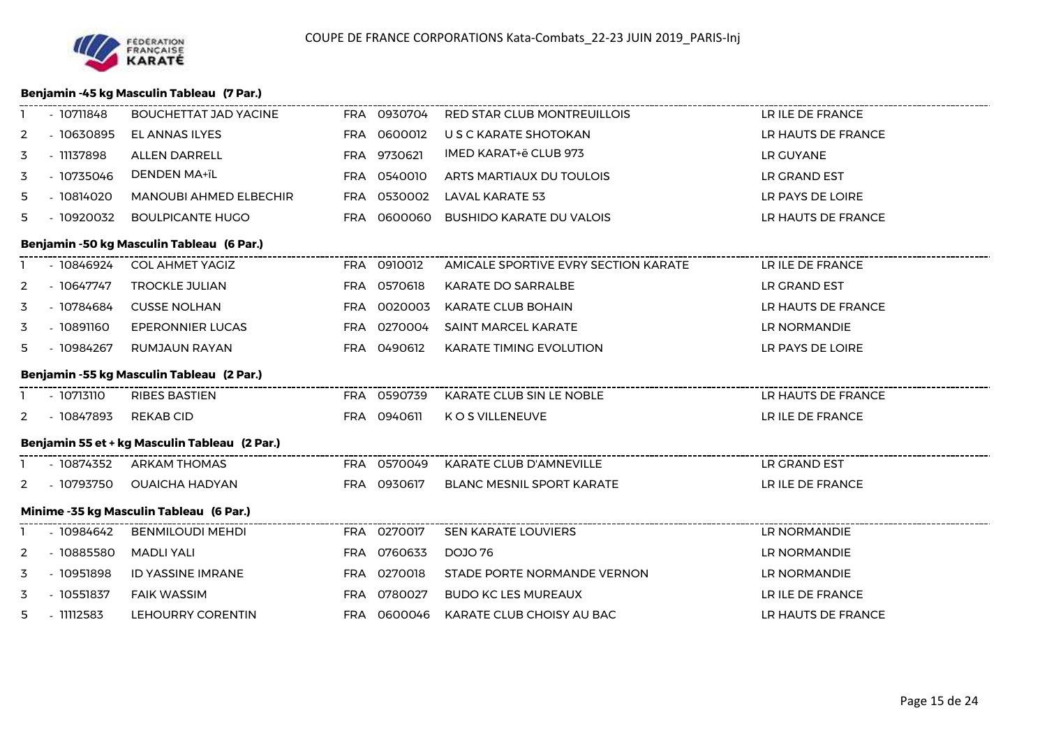### Benjamin -45 kg Masculin Tableau (7 Par.)

| | | | | | | |
|---|---|---|---|---|---|---|
| 1 | - 10711848 | BOUCHETTAT JAD YACINE | FRA | 0930704 | RED STAR CLUB MONTREUILLOIS | LR ILE DE FRANCE |
| 2 | - 10630895 | EL ANNAS ILYES | FRA | 0600012 | U S C KARATE SHOTOKAN | LR HAUTS DE FRANCE |
| 3 | - 11137898 | ALLEN DARRELL | FRA | 9730621 | IMED KARAT+ë CLUB 973 | LR GUYANE |
| 3 | - 10735046 | DENDEN MA+ïL | FRA | 0540010 | ARTS MARTIAUX DU TOULOIS | LR GRAND EST |
| 5 | - 10814020 | MANOUBI AHMED ELBECHIR | FRA | 0530002 | LAVAL KARATE 53 | LR PAYS DE LOIRE |
| 5 | - 10920032 | BOULPICANTE HUGO | FRA | 0600060 | BUSHIDO KARATE DU VALOIS | LR HAUTS DE FRANCE |

### Benjamin -50 kg Masculin Tableau (6 Par.)

| | | | | | | |
|---|---|---|---|---|---|---|
| 1 | - 10846924 | COL AHMET YAGIZ | FRA | 0910012 | AMICALE SPORTIVE EVRY SECTION KARATE | LR ILE DE FRANCE |
| 2 | - 10647747 | TROCKLE JULIAN | FRA | 0570618 | KARATE DO SARRALBE | LR GRAND EST |
| 3 | - 10784684 | CUSSE NOLHAN | FRA | 0020003 | KARATE CLUB BOHAIN | LR HAUTS DE FRANCE |
| 3 | - 10891160 | EPERONNIER LUCAS | FRA | 0270004 | SAINT MARCEL KARATE | LR NORMANDIE |
| 5 | - 10984267 | RUMJAUN RAYAN | FRA | 0490612 | KARATE TIMING EVOLUTION | LR PAYS DE LOIRE |

### Benjamin -55 kg Masculin Tableau (2 Par.)

| | | | | | | |
|---|---|---|---|---|---|---|
| 1 | - 10713110 | RIBES BASTIEN | FRA | 0590739 | KARATE CLUB SIN LE NOBLE | LR HAUTS DE FRANCE |
| 2 | - 10847893 | REKAB CID | FRA | 0940611 | K O S VILLENEUVE | LR ILE DE FRANCE |

### Benjamin 55 et + kg Masculin Tableau (2 Par.)

| | | | | | | |
|---|---|---|---|---|---|---|
| 1 | - 10874352 | ARKAM THOMAS | FRA | 0570049 | KARATE CLUB D'AMNEVILLE | LR GRAND EST |
| 2 | - 10793750 | OUAICHA HADYAN | FRA | 0930617 | BLANC MESNIL SPORT KARATE | LR ILE DE FRANCE |

### Minime -35 kg Masculin Tableau (6 Par.)

| | | | | | | |
|---|---|---|---|---|---|---|
| 1 | - 10984642 | BENMILOUDI MEHDI | FRA | 0270017 | SEN KARATE LOUVIERS | LR NORMANDIE |
| 2 | - 10885580 | MADLI YALI | FRA | 0760633 | DOJO 76 | LR NORMANDIE |
| 3 | - 10951898 | ID YASSINE IMRANE | FRA | 0270018 | STADE PORTE NORMANDE VERNON | LR NORMANDIE |
| 3 | - 10551837 | FAIK WASSIM | FRA | 0780027 | BUDO KC LES MUREAUX | LR ILE DE FRANCE |
| 5 | - 11112583 | LEHOURRY CORENTIN | FRA | 0600046 | KARATE CLUB CHOISY AU BAC | LR HAUTS DE FRANCE |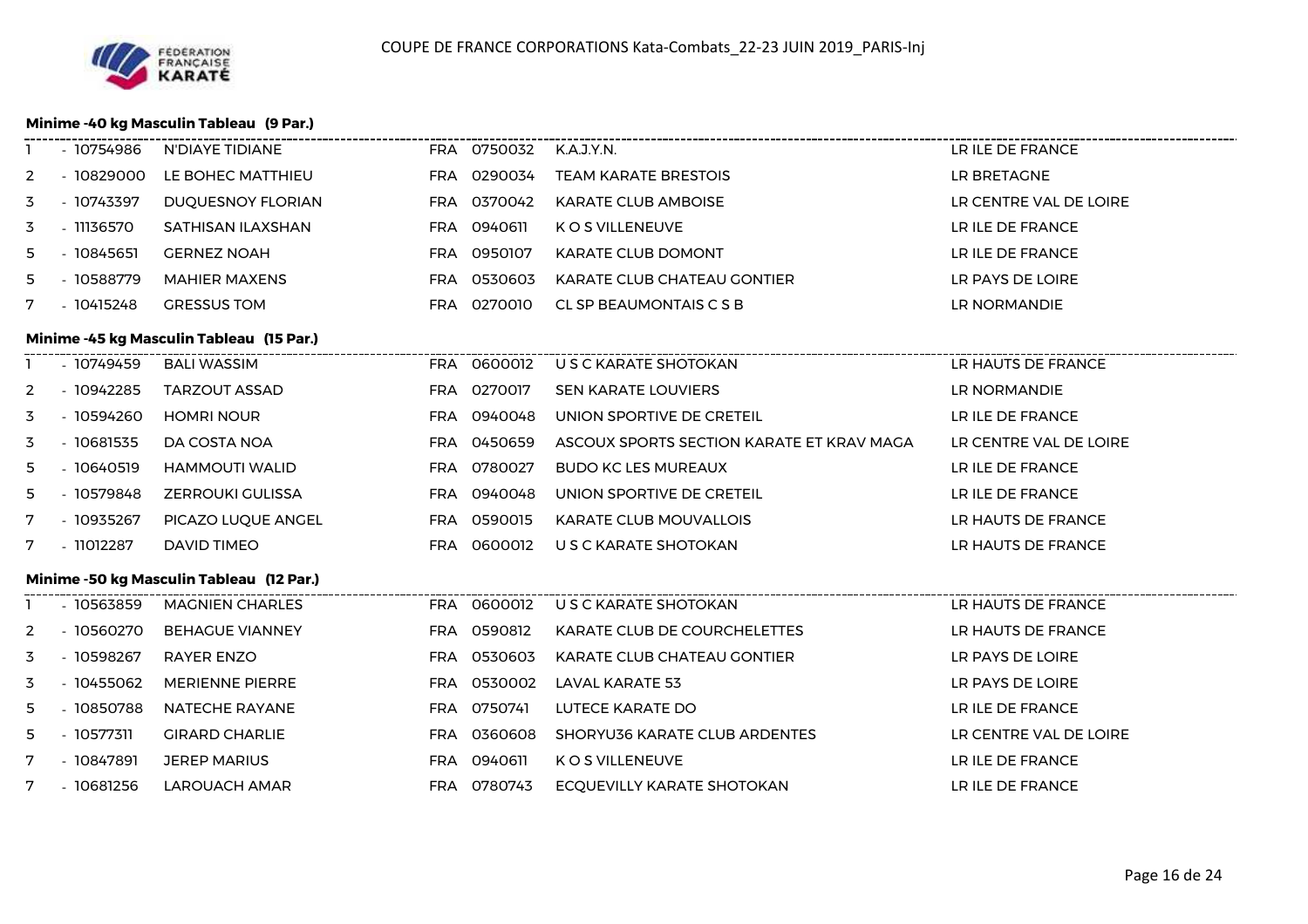COUPE DE FRANCE CORPORATIONS Kata-Combats_22-23 JUIN 2019_PARIS-Inj

### Minime -40 kg Masculin Tableau (9 Par.)

| | | | | | | |
|---|---|---|---|---|---|---|
| 1 | - 10754986 | N'DIAYE TIDIANE | FRA | 0750032 | K.A.J.Y.N. | LR ILE DE FRANCE |
| 2 | - 10829000 | LE BOHEC MATTHIEU | FRA | 0290034 | TEAM KARATE BRESTOIS | LR BRETAGNE |
| 3 | - 10743397 | DUQUESNOY FLORIAN | FRA | 0370042 | KARATE CLUB AMBOISE | LR CENTRE VAL DE LOIRE |
| 3 | - 11136570 | SATHISAN ILAXSHAN | FRA | 0940611 | K O S VILLENEUVE | LR ILE DE FRANCE |
| 5 | - 10845651 | GERNEZ NOAH | FRA | 0950107 | KARATE CLUB DOMONT | LR ILE DE FRANCE |
| 5 | - 10588779 | MAHIER MAXENS | FRA | 0530603 | KARATE CLUB CHATEAU GONTIER | LR PAYS DE LOIRE |
| 7 | - 10415248 | GRESSUS TOM | FRA | 0270010 | CL SP BEAUMONTAIS C S B | LR NORMANDIE |

### Minime -45 kg Masculin Tableau (15 Par.)

| | | | | | | |
|---|---|---|---|---|---|---|
| 1 | - 10749459 | BALI WASSIM | FRA | 0600012 | U S C KARATE SHOTOKAN | LR HAUTS DE FRANCE |
| 2 | - 10942285 | TARZOUT ASSAD | FRA | 0270017 | SEN KARATE LOUVIERS | LR NORMANDIE |
| 3 | - 10594260 | HOMRI NOUR | FRA | 0940048 | UNION SPORTIVE DE CRETEIL | LR ILE DE FRANCE |
| 3 | - 10681535 | DA COSTA NOA | FRA | 0450659 | ASCOUX SPORTS SECTION KARATE ET KRAV MAGA | LR CENTRE VAL DE LOIRE |
| 5 | - 10640519 | HAMMOUTI WALID | FRA | 0780027 | BUDO KC LES MUREAUX | LR ILE DE FRANCE |
| 5 | - 10579848 | ZERROUKI GULISSA | FRA | 0940048 | UNION SPORTIVE DE CRETEIL | LR ILE DE FRANCE |
| 7 | - 10935267 | PICAZO LUQUE ANGEL | FRA | 0590015 | KARATE CLUB MOUVALLOIS | LR HAUTS DE FRANCE |
| 7 | - 11012287 | DAVID TIMEO | FRA | 0600012 | U S C KARATE SHOTOKAN | LR HAUTS DE FRANCE |

### Minime -50 kg Masculin Tableau (12 Par.)

| | | | | | | |
|---|---|---|---|---|---|---|
| 1 | - 10563859 | MAGNIEN CHARLES | FRA | 0600012 | U S C KARATE SHOTOKAN | LR HAUTS DE FRANCE |
| 2 | - 10560270 | BEHAGUE VIANNEY | FRA | 0590812 | KARATE CLUB DE COURCHELETTES | LR HAUTS DE FRANCE |
| 3 | - 10598267 | RAYER ENZO | FRA | 0530603 | KARATE CLUB CHATEAU GONTIER | LR PAYS DE LOIRE |
| 3 | - 10455062 | MERIENNE PIERRE | FRA | 0530002 | LAVAL KARATE 53 | LR PAYS DE LOIRE |
| 5 | - 10850788 | NATECHE RAYANE | FRA | 0750741 | LUTECE KARATE DO | LR ILE DE FRANCE |
| 5 | - 10577311 | GIRARD CHARLIE | FRA | 0360608 | SHORYU36 KARATE CLUB ARDENTES | LR CENTRE VAL DE LOIRE |
| 7 | - 10847891 | JEREP MARIUS | FRA | 0940611 | K O S VILLENEUVE | LR ILE DE FRANCE |
| 7 | - 10681256 | LAROUACH AMAR | FRA | 0780743 | ECQUEVILLY KARATE SHOTOKAN | LR ILE DE FRANCE |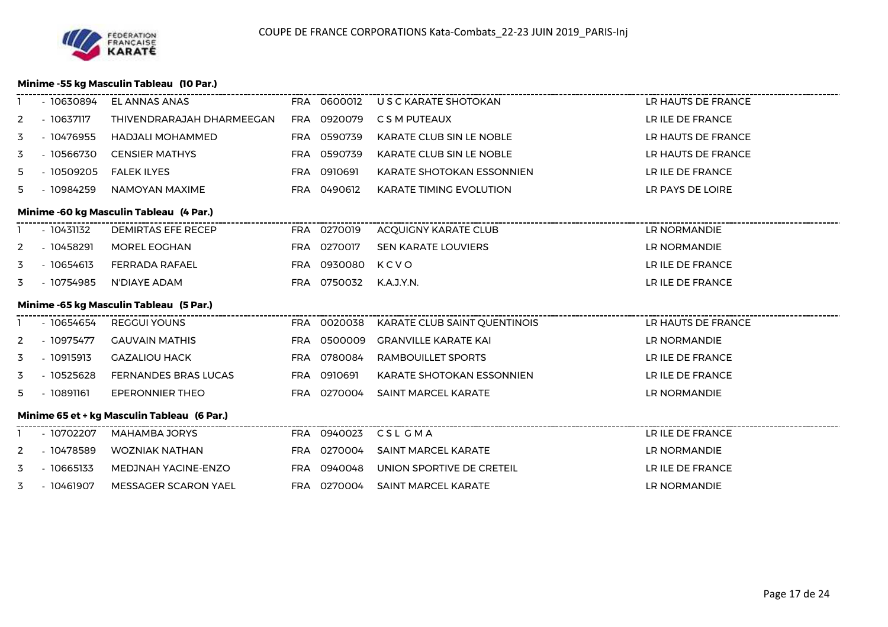COUPE DE FRANCE CORPORATIONS Kata-Combats_22-23 JUIN 2019_PARIS-Inj

### Minime -55 kg Masculin Tableau (10 Par.)

| | | | | | | |
|---|---|---|---|---|---|---|
| 1 | - 10630894 | EL ANNAS ANAS | FRA | 0600012 | U S C KARATE SHOTOKAN | LR HAUTS DE FRANCE |
| 2 | - 10637117 | THIVENDRARAJAH DHARMEEGAN | FRA | 0920079 | C S M PUTEAUX | LR ILE DE FRANCE |
| 3 | - 10476955 | HADJALI MOHAMMED | FRA | 0590739 | KARATE CLUB SIN LE NOBLE | LR HAUTS DE FRANCE |
| 3 | - 10566730 | CENSIER MATHYS | FRA | 0590739 | KARATE CLUB SIN LE NOBLE | LR HAUTS DE FRANCE |
| 5 | - 10509205 | FALEK ILYES | FRA | 0910691 | KARATE SHOTOKAN ESSONNIEN | LR ILE DE FRANCE |
| 5 | - 10984259 | NAMOYAN MAXIME | FRA | 0490612 | KARATE TIMING EVOLUTION | LR PAYS DE LOIRE |

### Minime -60 kg Masculin Tableau (4 Par.)

| | | | | | | |
|---|---|---|---|---|---|---|
| 1 | - 10431132 | DEMIRTAS EFE RECEP | FRA | 0270019 | ACQUIGNY KARATE CLUB | LR NORMANDIE |
| 2 | - 10458291 | MOREL EOGHAN | FRA | 0270017 | SEN KARATE LOUVIERS | LR NORMANDIE |
| 3 | - 10654613 | FERRADA RAFAEL | FRA | 0930080 | K C V O | LR ILE DE FRANCE |
| 3 | - 10754985 | N'DIAYE ADAM | FRA | 0750032 | K.A.J.Y.N. | LR ILE DE FRANCE |

### Minime -65 kg Masculin Tableau (5 Par.)

| | | | | | | |
|---|---|---|---|---|---|---|
| 1 | - 10654654 | REGGUI YOUNS | FRA | 0020038 | KARATE CLUB SAINT QUENTINOIS | LR HAUTS DE FRANCE |
| 2 | - 10975477 | GAUVAIN MATHIS | FRA | 0500009 | GRANVILLE KARATE KAI | LR NORMANDIE |
| 3 | - 10915913 | GAZALIOU HACK | FRA | 0780084 | RAMBOUILLET SPORTS | LR ILE DE FRANCE |
| 3 | - 10525628 | FERNANDES BRAS LUCAS | FRA | 0910691 | KARATE SHOTOKAN ESSONNIEN | LR ILE DE FRANCE |
| 5 | - 10891161 | EPERONNIER THEO | FRA | 0270004 | SAINT MARCEL KARATE | LR NORMANDIE |

### Minime 65 et + kg Masculin Tableau (6 Par.)

| | | | | | | |
|---|---|---|---|---|---|---|
| 1 | - 10702207 | MAHAMBA JORYS | FRA | 0940023 | C S L G M A | LR ILE DE FRANCE |
| 2 | - 10478589 | WOZNIAK NATHAN | FRA | 0270004 | SAINT MARCEL KARATE | LR NORMANDIE |
| 3 | - 10665133 | MEDJNAH YACINE-ENZO | FRA | 0940048 | UNION SPORTIVE DE CRETEIL | LR ILE DE FRANCE |
| 3 | - 10461907 | MESSAGER SCARON YAEL | FRA | 0270004 | SAINT MARCEL KARATE | LR NORMANDIE |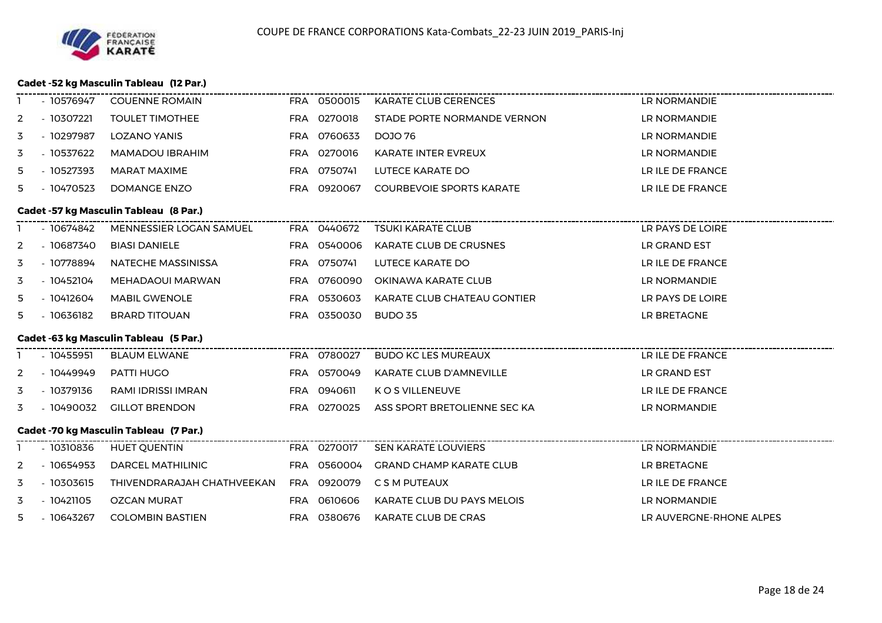COUPE DE FRANCE CORPORATIONS Kata-Combats_22-23 JUIN 2019_PARIS-Inj

### Cadet -52 kg Masculin Tableau (12 Par.)

| | | | | | | |
|---|---|---|---|---|---|---|
| 1 | - 10576947 | COUENNE ROMAIN | FRA | 0500015 | KARATE CLUB CERENCES | LR NORMANDIE |
| 2 | - 10307221 | TOULET TIMOTHEE | FRA | 0270018 | STADE PORTE NORMANDE VERNON | LR NORMANDIE |
| 3 | - 10297987 | LOZANO YANIS | FRA | 0760633 | DOJO 76 | LR NORMANDIE |
| 3 | - 10537622 | MAMADOU IBRAHIM | FRA | 0270016 | KARATE INTER EVREUX | LR NORMANDIE |
| 5 | - 10527393 | MARAT MAXIME | FRA | 0750741 | LUTECE KARATE DO | LR ILE DE FRANCE |
| 5 | - 10470523 | DOMANGE ENZO | FRA | 0920067 | COURBEVOIE SPORTS KARATE | LR ILE DE FRANCE |

### Cadet -57 kg Masculin Tableau (8 Par.)

| | | | | | | |
|---|---|---|---|---|---|---|
| 1 | - 10674842 | MENNESSIER LOGAN SAMUEL | FRA | 0440672 | TSUKI KARATE CLUB | LR PAYS DE LOIRE |
| 2 | - 10687340 | BIASI DANIELE | FRA | 0540006 | KARATE CLUB DE CRUSNES | LR GRAND EST |
| 3 | - 10778894 | NATECHE MASSINISSA | FRA | 0750741 | LUTECE KARATE DO | LR ILE DE FRANCE |
| 3 | - 10452104 | MEHADAOUI MARWAN | FRA | 0760090 | OKINAWA KARATE CLUB | LR NORMANDIE |
| 5 | - 10412604 | MABIL GWENOLE | FRA | 0530603 | KARATE CLUB CHATEAU GONTIER | LR PAYS DE LOIRE |
| 5 | - 10636182 | BRARD TITOUAN | FRA | 0350030 | BUDO 35 | LR BRETAGNE |

### Cadet -63 kg Masculin Tableau (5 Par.)

| | | | | | | |
|---|---|---|---|---|---|---|
| 1 | - 10455951 | BLAUM ELWANE | FRA | 0780027 | BUDO KC LES MUREAUX | LR ILE DE FRANCE |
| 2 | - 10449949 | PATTI HUGO | FRA | 0570049 | KARATE CLUB D'AMNEVILLE | LR GRAND EST |
| 3 | - 10379136 | RAMI IDRISSI IMRAN | FRA | 0940611 | K O S VILLENEUVE | LR ILE DE FRANCE |
| 3 | - 10490032 | GILLOT BRENDON | FRA | 0270025 | ASS SPORT BRETOLIENNE SEC KA | LR NORMANDIE |

### Cadet -70 kg Masculin Tableau (7 Par.)

| | | | | | | |
|---|---|---|---|---|---|---|
| 1 | - 10310836 | HUET QUENTIN | FRA | 0270017 | SEN KARATE LOUVIERS | LR NORMANDIE |
| 2 | - 10654953 | DARCEL MATHILINIC | FRA | 0560004 | GRAND CHAMP KARATE CLUB | LR BRETAGNE |
| 3 | - 10303615 | THIVENDRARAJAH CHATHVEEKAN | FRA | 0920079 | C S M PUTEAUX | LR ILE DE FRANCE |
| 3 | - 10421105 | OZCAN MURAT | FRA | 0610606 | KARATE CLUB DU PAYS MELOIS | LR NORMANDIE |
| 5 | - 10643267 | COLOMBIN BASTIEN | FRA | 0380676 | KARATE CLUB DE CRAS | LR AUVERGNE-RHONE ALPES |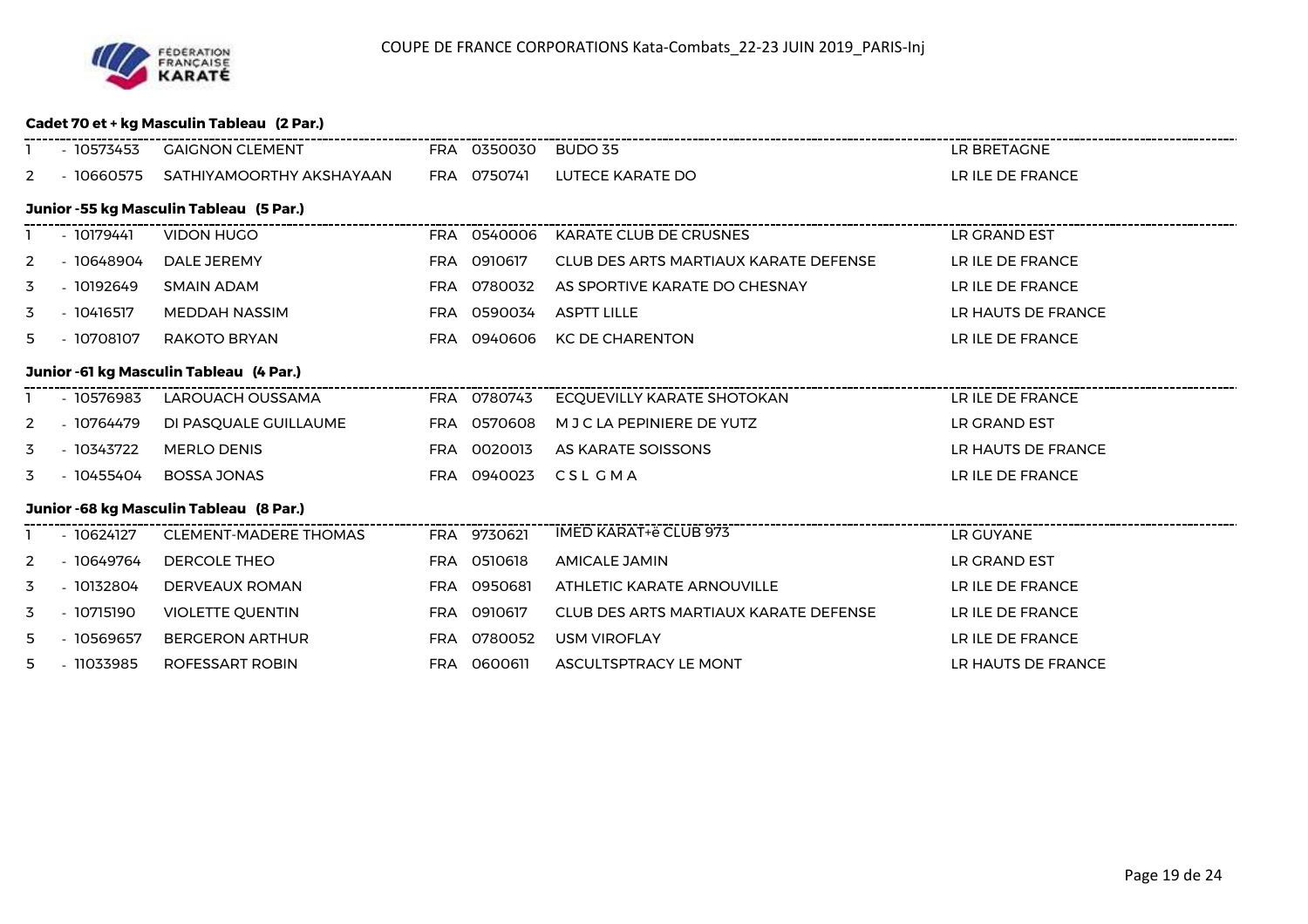COUPE DE FRANCE CORPORATIONS Kata-Combats_22-23 JUIN 2019_PARIS-Inj

### Cadet 70 et + kg Masculin Tableau (2 Par.)

| | | | | | | |
|---|---|---|---|---|---|---|
| 1 | - 10573453 | GAIGNON CLEMENT | FRA | 0350030 | BUDO 35 | LR BRETAGNE |
| 2 | - 10660575 | SATHIYAMOORTHY AKSHAYAAN | FRA | 0750741 | LUTECE KARATE DO | LR ILE DE FRANCE |

### Junior -55 kg Masculin Tableau (5 Par.)

| | | | | | | |
|---|---|---|---|---|---|---|
| 1 | - 10179441 | VIDON HUGO | FRA | 0540006 | KARATE CLUB DE CRUSNES | LR GRAND EST |
| 2 | - 10648904 | DALE JEREMY | FRA | 0910617 | CLUB DES ARTS MARTIAUX KARATE DEFENSE | LR ILE DE FRANCE |
| 3 | - 10192649 | SMAIN ADAM | FRA | 0780032 | AS SPORTIVE KARATE DO CHESNAY | LR ILE DE FRANCE |
| 3 | - 10416517 | MEDDAH NASSIM | FRA | 0590034 | ASPTT LILLE | LR HAUTS DE FRANCE |
| 5 | - 10708107 | RAKOTO BRYAN | FRA | 0940606 | KC DE CHARENTON | LR ILE DE FRANCE |

### Junior -61 kg Masculin Tableau (4 Par.)

| | | | | | | |
|---|---|---|---|---|---|---|
| 1 | - 10576983 | LAROUACH OUSSAMA | FRA | 0780743 | ECQUEVILLY KARATE SHOTOKAN | LR ILE DE FRANCE |
| 2 | - 10764479 | DI PASQUALE GUILLAUME | FRA | 0570608 | M J C LA PEPINIERE DE YUTZ | LR GRAND EST |
| 3 | - 10343722 | MERLO DENIS | FRA | 0020013 | AS KARATE SOISSONS | LR HAUTS DE FRANCE |
| 3 | - 10455404 | BOSSA JONAS | FRA | 0940023 | C S L G M A | LR ILE DE FRANCE |

### Junior -68 kg Masculin Tableau (8 Par.)

| | | | | | | |
|---|---|---|---|---|---|---|
| 1 | - 10624127 | CLEMENT-MADERE THOMAS | FRA | 9730621 | IMED KARAT+ë CLUB 973 | LR GUYANE |
| 2 | - 10649764 | DERCOLE THEO | FRA | 0510618 | AMICALE JAMIN | LR GRAND EST |
| 3 | - 10132804 | DERVEAUX ROMAN | FRA | 0950681 | ATHLETIC KARATE ARNOUVILLE | LR ILE DE FRANCE |
| 3 | - 10715190 | VIOLETTE QUENTIN | FRA | 0910617 | CLUB DES ARTS MARTIAUX KARATE DEFENSE | LR ILE DE FRANCE |
| 5 | - 10569657 | BERGERON ARTHUR | FRA | 0780052 | USM VIROFLAY | LR ILE DE FRANCE |
| 5 | - 11033985 | ROFESSART ROBIN | FRA | 0600611 | ASCULTSPTRACY LE MONT | LR HAUTS DE FRANCE |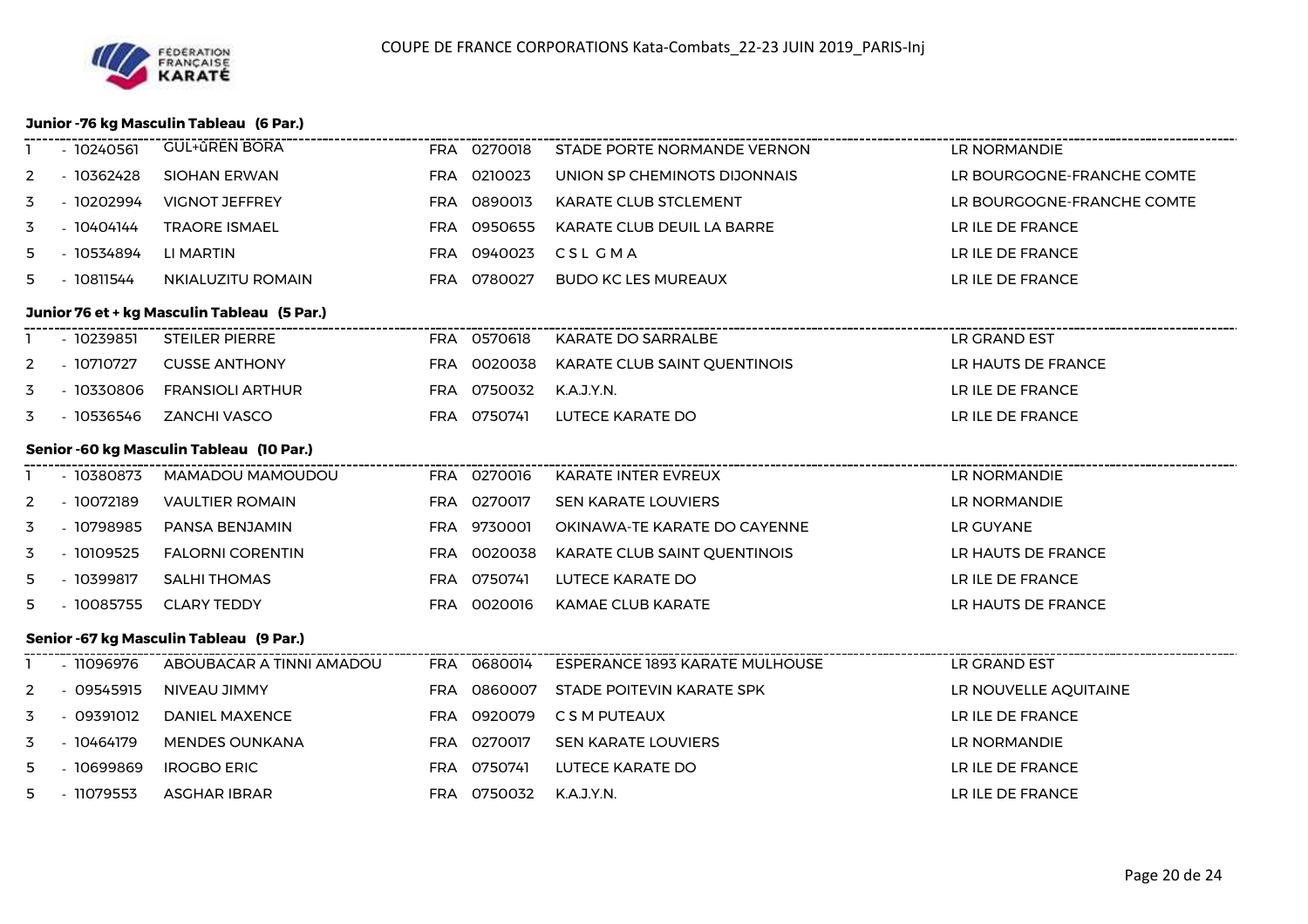COUPE DE FRANCE CORPORATIONS Kata-Combats_22-23 JUIN 2019_PARIS-Inj

### Junior -76 kg Masculin Tableau (6 Par.)

| | | | | | | |
|---|---|---|---|---|---|---|
| 1 | - 10240561 | GUL+üREN BORA | FRA | 0270018 | STADE PORTE NORMANDE VERNON | LR NORMANDIE |
| 2 | - 10362428 | SIOHAN ERWAN | FRA | 0210023 | UNION SP CHEMINOTS DIJONNAIS | LR BOURGOGNE-FRANCHE COMTE |
| 3 | - 10202994 | VIGNOT JEFFREY | FRA | 0890013 | KARATE CLUB STCLEMENT | LR BOURGOGNE-FRANCHE COMTE |
| 3 | - 10404144 | TRAORE ISMAEL | FRA | 0950655 | KARATE CLUB DEUIL LA BARRE | LR ILE DE FRANCE |
| 5 | - 10534894 | LI MARTIN | FRA | 0940023 | C S L G M A | LR ILE DE FRANCE |
| 5 | - 10811544 | NKIALUZITU ROMAIN | FRA | 0780027 | BUDO KC LES MUREAUX | LR ILE DE FRANCE |

### Junior 76 et + kg Masculin Tableau (5 Par.)

| | | | | | | |
|---|---|---|---|---|---|---|
| 1 | - 10239851 | STEILER PIERRE | FRA | 0570618 | KARATE DO SARRALBE | LR GRAND EST |
| 2 | - 10710727 | CUSSE ANTHONY | FRA | 0020038 | KARATE CLUB SAINT QUENTINOIS | LR HAUTS DE FRANCE |
| 3 | - 10330806 | FRANSIOLI ARTHUR | FRA | 0750032 | K.A.J.Y.N. | LR ILE DE FRANCE |
| 3 | - 10536546 | ZANCHI VASCO | FRA | 0750741 | LUTECE KARATE DO | LR ILE DE FRANCE |

### Senior -60 kg Masculin Tableau (10 Par.)

| | | | | | | |
|---|---|---|---|---|---|---|
| 1 | - 10380873 | MAMADOU MAMOUDOU | FRA | 0270016 | KARATE INTER EVREUX | LR NORMANDIE |
| 2 | - 10072189 | VAULTIER ROMAIN | FRA | 0270017 | SEN KARATE LOUVIERS | LR NORMANDIE |
| 3 | - 10798985 | PANSA BENJAMIN | FRA | 9730001 | OKINAWA-TE KARATE DO CAYENNE | LR GUYANE |
| 3 | - 10109525 | FALORNI CORENTIN | FRA | 0020038 | KARATE CLUB SAINT QUENTINOIS | LR HAUTS DE FRANCE |
| 5 | - 10399817 | SALHI THOMAS | FRA | 0750741 | LUTECE KARATE DO | LR ILE DE FRANCE |
| 5 | - 10085755 | CLARY TEDDY | FRA | 0020016 | KAMAE CLUB KARATE | LR HAUTS DE FRANCE |

### Senior -67 kg Masculin Tableau (9 Par.)

| | | | | | | |
|---|---|---|---|---|---|---|
| 1 | - 11096976 | ABOUBACAR A TINNI AMADOU | FRA | 0680014 | ESPERANCE 1893 KARATE MULHOUSE | LR GRAND EST |
| 2 | - 09545915 | NIVEAU JIMMY | FRA | 0860007 | STADE POITEVIN KARATE SPK | LR NOUVELLE AQUITAINE |
| 3 | - 09391012 | DANIEL MAXENCE | FRA | 0920079 | C S M PUTEAUX | LR ILE DE FRANCE |
| 3 | - 10464179 | MENDES OUNKANA | FRA | 0270017 | SEN KARATE LOUVIERS | LR NORMANDIE |
| 5 | - 10699869 | IROGBO ERIC | FRA | 0750741 | LUTECE KARATE DO | LR ILE DE FRANCE |
| 5 | - 11079553 | ASGHAR IBRAR | FRA | 0750032 | K.A.J.Y.N. | LR ILE DE FRANCE |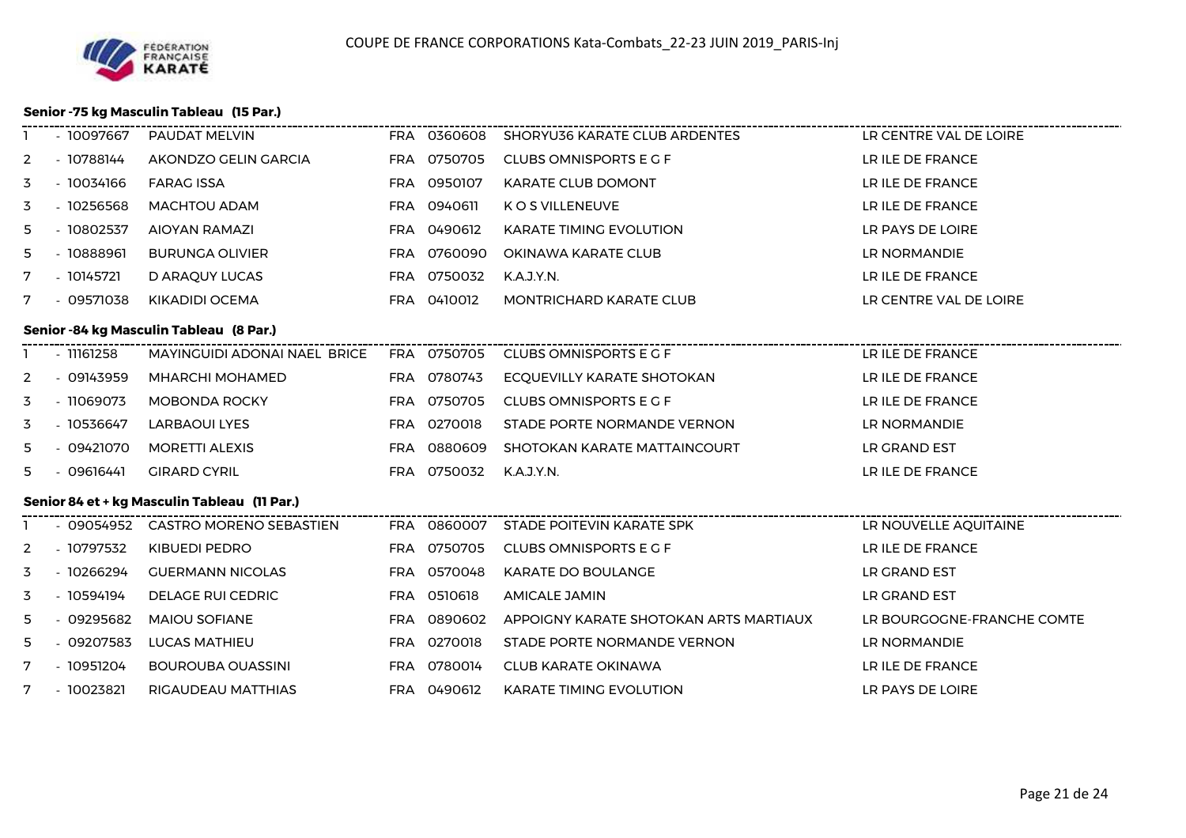COUPE DE FRANCE CORPORATIONS Kata-Combats_22-23 JUIN 2019_PARIS-Inj

### Senior -75 kg Masculin Tableau (15 Par.)

| | | | | | | |
|---|---|---|---|---|---|---|
| 1 | - 10097667 | PAUDAT MELVIN | FRA | 0360608 | SHORYU36 KARATE CLUB ARDENTES | LR CENTRE VAL DE LOIRE |
| 2 | - 10788144 | AKONDZO GELIN GARCIA | FRA | 0750705 | CLUBS OMNISPORTS E G F | LR ILE DE FRANCE |
| 3 | - 10034166 | FARAG ISSA | FRA | 0950107 | KARATE CLUB DOMONT | LR ILE DE FRANCE |
| 3 | - 10256568 | MACHTOU ADAM | FRA | 0940611 | K O S VILLENEUVE | LR ILE DE FRANCE |
| 5 | - 10802537 | AIOYAN RAMAZI | FRA | 0490612 | KARATE TIMING EVOLUTION | LR PAYS DE LOIRE |
| 5 | - 10888961 | BURUNGA OLIVIER | FRA | 0760090 | OKINAWA KARATE CLUB | LR NORMANDIE |
| 7 | - 10145721 | D ARAQUY LUCAS | FRA | 0750032 | K.A.J.Y.N. | LR ILE DE FRANCE |
| 7 | - 09571038 | KIKADIDI OCEMA | FRA | 0410012 | MONTRICHARD KARATE CLUB | LR CENTRE VAL DE LOIRE |

### Senior -84 kg Masculin Tableau (8 Par.)

| | | | | | | |
|---|---|---|---|---|---|---|
| 1 | - 11161258 | MAYINGUIDI ADONAI NAEL BRICE | FRA | 0750705 | CLUBS OMNISPORTS E G F | LR ILE DE FRANCE |
| 2 | - 09143959 | MHARCHI MOHAMED | FRA | 0780743 | ECQUEVILLY KARATE SHOTOKAN | LR ILE DE FRANCE |
| 3 | - 11069073 | MOBONDA ROCKY | FRA | 0750705 | CLUBS OMNISPORTS E G F | LR ILE DE FRANCE |
| 3 | - 10536647 | LARBAOUI LYES | FRA | 0270018 | STADE PORTE NORMANDE VERNON | LR NORMANDIE |
| 5 | - 09421070 | MORETTI ALEXIS | FRA | 0880609 | SHOTOKAN KARATE MATTAINCOURT | LR GRAND EST |
| 5 | - 09616441 | GIRARD CYRIL | FRA | 0750032 | K.A.J.Y.N. | LR ILE DE FRANCE |

### Senior 84 et + kg Masculin Tableau (11 Par.)

| | | | | | | |
|---|---|---|---|---|---|---|
| 1 | - 09054952 | CASTRO MORENO SEBASTIEN | FRA | 0860007 | STADE POITEVIN KARATE SPK | LR NOUVELLE AQUITAINE |
| 2 | - 10797532 | KIBUEDI PEDRO | FRA | 0750705 | CLUBS OMNISPORTS E G F | LR ILE DE FRANCE |
| 3 | - 10266294 | GUERMANN NICOLAS | FRA | 0570048 | KARATE DO BOULANGE | LR GRAND EST |
| 3 | - 10594194 | DELAGE RUI CEDRIC | FRA | 0510618 | AMICALE JAMIN | LR GRAND EST |
| 5 | - 09295682 | MAIOU SOFIANE | FRA | 0890602 | APPOIGNY KARATE SHOTOKAN ARTS MARTIAUX | LR BOURGOGNE-FRANCHE COMTE |
| 5 | - 09207583 | LUCAS MATHIEU | FRA | 0270018 | STADE PORTE NORMANDE VERNON | LR NORMANDIE |
| 7 | - 10951204 | BOUROUBA OUASSINI | FRA | 0780014 | CLUB KARATE OKINAWA | LR ILE DE FRANCE |
| 7 | - 10023821 | RIGAUDEAU MATTHIAS | FRA | 0490612 | KARATE TIMING EVOLUTION | LR PAYS DE LOIRE |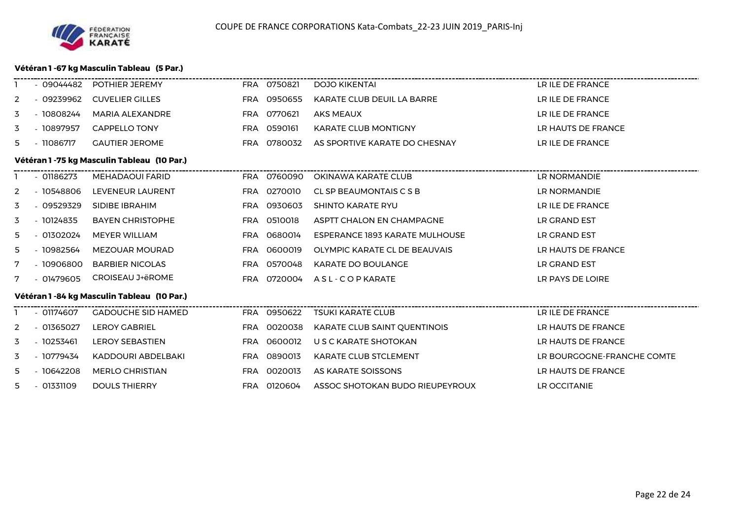COUPE DE FRANCE CORPORATIONS Kata-Combats_22-23 JUIN 2019_PARIS-Inj

### Vétéran 1 -67 kg Masculin Tableau (5 Par.)

| | | | | | | |
|---|---|---|---|---|---|---|
| 1 | - 09044482 | POTHIER JEREMY | FRA | 0750821 | DOJO KIKENTAI | LR ILE DE FRANCE |
| 2 | - 09239962 | CUVELIER GILLES | FRA | 0950655 | KARATE CLUB DEUIL LA BARRE | LR ILE DE FRANCE |
| 3 | - 10808244 | MARIA ALEXANDRE | FRA | 0770621 | AKS MEAUX | LR ILE DE FRANCE |
| 3 | - 10897957 | CAPPELLO TONY | FRA | 0590161 | KARATE CLUB MONTIGNY | LR HAUTS DE FRANCE |
| 5 | - 11086717 | GAUTIER JEROME | FRA | 0780032 | AS SPORTIVE KARATE DO CHESNAY | LR ILE DE FRANCE |

### Vétéran 1 -75 kg Masculin Tableau (10 Par.)

| | | | | | | |
|---|---|---|---|---|---|---|
| 1 | - 01186273 | MEHADAOUI FARID | FRA | 0760090 | OKINAWA KARATE CLUB | LR NORMANDIE |
| 2 | - 10548806 | LEVENEUR LAURENT | FRA | 0270010 | CL SP BEAUMONTAIS C S B | LR NORMANDIE |
| 3 | - 09529329 | SIDIBE IBRAHIM | FRA | 0930603 | SHINTO KARATE RYU | LR ILE DE FRANCE |
| 3 | - 10124835 | BAYEN CHRISTOPHE | FRA | 0510018 | ASPTT CHALON EN CHAMPAGNE | LR GRAND EST |
| 5 | - 01302024 | MEYER WILLIAM | FRA | 0680014 | ESPERANCE 1893 KARATE MULHOUSE | LR GRAND EST |
| 5 | - 10982564 | MEZOUAR MOURAD | FRA | 0600019 | OLYMPIC KARATE CL DE BEAUVAIS | LR HAUTS DE FRANCE |
| 7 | - 10906800 | BARBIER NICOLAS | FRA | 0570048 | KARATE DO BOULANGE | LR GRAND EST |
| 7 | - 01479605 | CROISEAU J+ëROME | FRA | 0720004 | A S L - C O P KARATE | LR PAYS DE LOIRE |

### Vétéran 1 -84 kg Masculin Tableau (10 Par.)

| | | | | | | |
|---|---|---|---|---|---|---|
| 1 | - 01174607 | GADOUCHE SID HAMED | FRA | 0950622 | TSUKI KARATE CLUB | LR ILE DE FRANCE |
| 2 | - 01365027 | LEROY GABRIEL | FRA | 0020038 | KARATE CLUB SAINT QUENTINOIS | LR HAUTS DE FRANCE |
| 3 | - 10253461 | LEROY SEBASTIEN | FRA | 0600012 | U S C KARATE SHOTOKAN | LR HAUTS DE FRANCE |
| 3 | - 10779434 | KADDOURI ABDELBAKI | FRA | 0890013 | KARATE CLUB STCLEMENT | LR BOURGOGNE-FRANCHE COMTE |
| 5 | - 10642208 | MERLO CHRISTIAN | FRA | 0020013 | AS KARATE SOISSONS | LR HAUTS DE FRANCE |
| 5 | - 01331109 | DOULS THIERRY | FRA | 0120604 | ASSOC SHOTOKAN BUDO RIEUPEYROUX | LR OCCITANIE |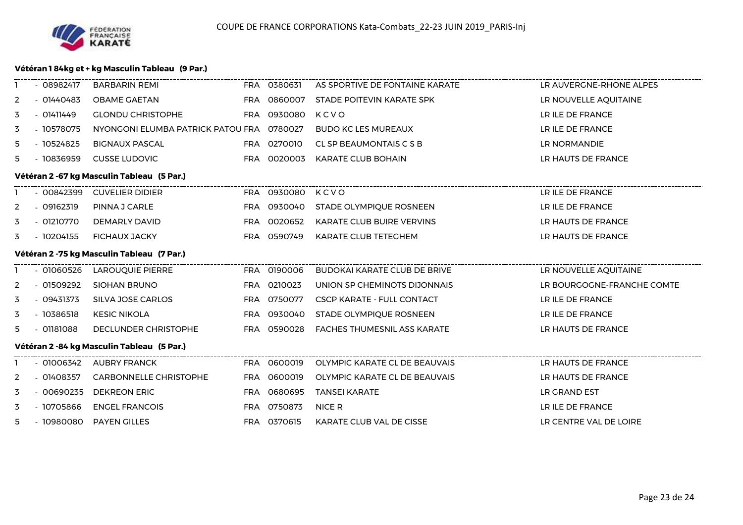COUPE DE FRANCE CORPORATIONS Kata-Combats_22-23 JUIN 2019_PARIS-Inj

### Vétéran 1 84kg et + kg Masculin Tableau (9 Par.)

| | | | | | | |
|---|---|---|---|---|---|---|
| 1 | - 08982417 | BARBARIN REMI | FRA | 0380631 | AS SPORTIVE DE FONTAINE KARATE | LR AUVERGNE-RHONE ALPES |
| 2 | - 01440483 | OBAME GAETAN | FRA | 0860007 | STADE POITEVIN KARATE SPK | LR NOUVELLE AQUITAINE |
| 3 | - 01411449 | GLONDU CHRISTOPHE | FRA | 0930080 | K C V O | LR ILE DE FRANCE |
| 3 | - 10578075 | NYONGONI ELUMBA PATRICK PATOU | FRA | 0780027 | BUDO KC LES MUREAUX | LR ILE DE FRANCE |
| 5 | - 10524825 | BIGNAUX PASCAL | FRA | 0270010 | CL SP BEAUMONTAIS C S B | LR NORMANDIE |
| 5 | - 10836959 | CUSSE LUDOVIC | FRA | 0020003 | KARATE CLUB BOHAIN | LR HAUTS DE FRANCE |

### Vétéran 2 -67 kg Masculin Tableau (5 Par.)

| | | | | | | |
|---|---|---|---|---|---|---|
| 1 | - 00842399 | CUVELIER DIDIER | FRA | 0930080 | K C V O | LR ILE DE FRANCE |
| 2 | - 09162319 | PINNA J CARLE | FRA | 0930040 | STADE OLYMPIQUE ROSNEEN | LR ILE DE FRANCE |
| 3 | - 01210770 | DEMARLY DAVID | FRA | 0020652 | KARATE CLUB BUIRE VERVINS | LR HAUTS DE FRANCE |
| 3 | - 10204155 | FICHAUX JACKY | FRA | 0590749 | KARATE CLUB TETEGHEM | LR HAUTS DE FRANCE |

### Vétéran 2 -75 kg Masculin Tableau (7 Par.)

| | | | | | | |
|---|---|---|---|---|---|---|
| 1 | - 01060526 | LAROUQUIE PIERRE | FRA | 0190006 | BUDOKAI KARATE CLUB DE BRIVE | LR NOUVELLE AQUITAINE |
| 2 | - 01509292 | SIOHAN BRUNO | FRA | 0210023 | UNION SP CHEMINOTS DIJONNAIS | LR BOURGOGNE-FRANCHE COMTE |
| 3 | - 09431373 | SILVA JOSE CARLOS | FRA | 0750077 | CSCP KARATE - FULL CONTACT | LR ILE DE FRANCE |
| 3 | - 10386518 | KESIC NIKOLA | FRA | 0930040 | STADE OLYMPIQUE ROSNEEN | LR ILE DE FRANCE |
| 5 | - 01181088 | DECLUNDER CHRISTOPHE | FRA | 0590028 | FACHES THUMESNIL ASS KARATE | LR HAUTS DE FRANCE |

### Vétéran 2 -84 kg Masculin Tableau (5 Par.)

| | | | | | | |
|---|---|---|---|---|---|---|
| 1 | - 01006342 | AUBRY FRANCK | FRA | 0600019 | OLYMPIC KARATE CL DE BEAUVAIS | LR HAUTS DE FRANCE |
| 2 | - 01408357 | CARBONNELLE CHRISTOPHE | FRA | 0600019 | OLYMPIC KARATE CL DE BEAUVAIS | LR HAUTS DE FRANCE |
| 3 | - 00690235 | DEKREON ERIC | FRA | 0680695 | TANSEI KARATE | LR GRAND EST |
| 3 | - 10705866 | ENGEL FRANCOIS | FRA | 0750873 | NICE R | LR ILE DE FRANCE |
| 5 | - 10980080 | PAYEN GILLES | FRA | 0370615 | KARATE CLUB VAL DE CISSE | LR CENTRE VAL DE LOIRE |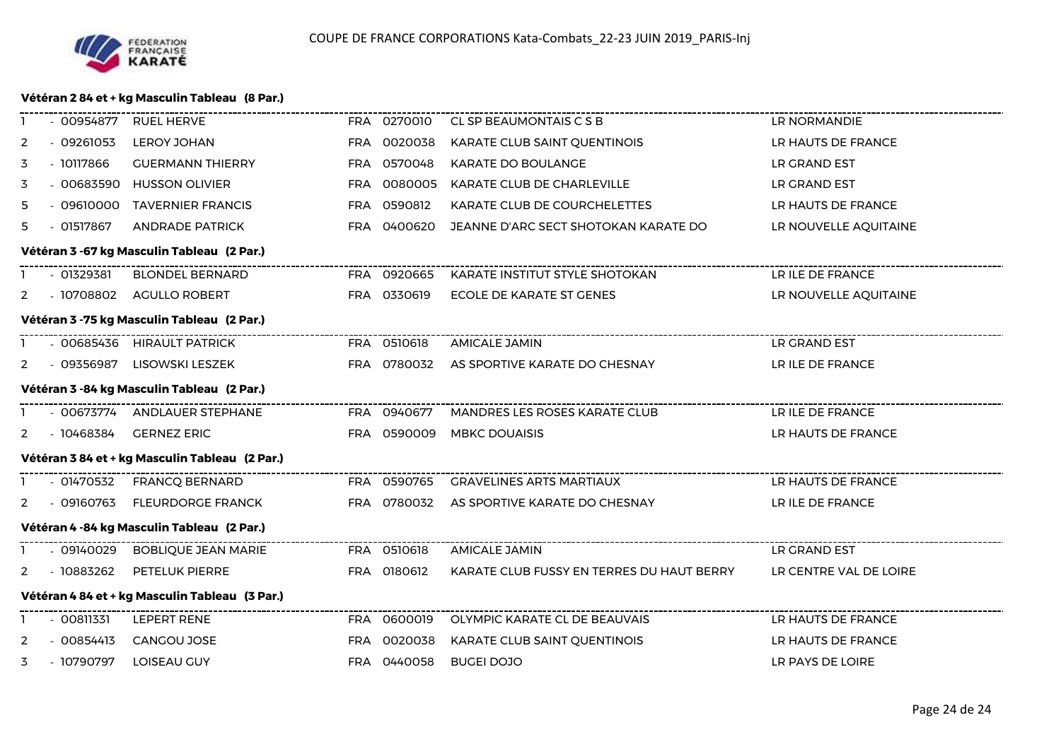#### Vétéran 2 84 et + kg Masculin Tableau (8 Par.)

| | | | | | | |
|---|---|---|---|---|---|---|
| 1 | - 00954877 | RUEL HERVE | FRA | 0270010 | CL SP BEAUMONTAIS C S B | LR NORMANDIE |
| 2 | - 09261053 | LEROY JOHAN | FRA | 0020038 | KARATE CLUB SAINT QUENTINOIS | LR HAUTS DE FRANCE |
| 3 | - 10117866 | GUERMANN THIERRY | FRA | 0570048 | KARATE DO BOULANGE | LR GRAND EST |
| 3 | - 00683590 | HUSSON OLIVIER | FRA | 0080005 | KARATE CLUB DE CHARLEVILLE | LR GRAND EST |
| 5 | - 09610000 | TAVERNIER FRANCIS | FRA | 0590812 | KARATE CLUB DE COURCHELETTES | LR HAUTS DE FRANCE |
| 5 | - 01517867 | ANDRADE PATRICK | FRA | 0400620 | JEANNE D'ARC SECT SHOTOKAN KARATE DO | LR NOUVELLE AQUITAINE |

#### Vétéran 3 -67 kg Masculin Tableau (2 Par.)

| | | | | | | |
|---|---|---|---|---|---|---|
| 1 | - 01329381 | BLONDEL BERNARD | FRA | 0920665 | KARATE INSTITUT STYLE SHOTOKAN | LR ILE DE FRANCE |
| 2 | - 10708802 | AGULLO ROBERT | FRA | 0330619 | ECOLE DE KARATE ST GENES | LR NOUVELLE AQUITAINE |

#### Vétéran 3 -75 kg Masculin Tableau (2 Par.)

| | | | | | | |
|---|---|---|---|---|---|---|
| 1 | - 00685436 | HIRAULT PATRICK | FRA | 0510618 | AMICALE JAMIN | LR GRAND EST |
| 2 | - 09356987 | LISOWSKI LESZEK | FRA | 0780032 | AS SPORTIVE KARATE DO CHESNAY | LR ILE DE FRANCE |

#### Vétéran 3 -84 kg Masculin Tableau (2 Par.)

| | | | | | | |
|---|---|---|---|---|---|---|
| 1 | - 00673774 | ANDLAUER STEPHANE | FRA | 0940677 | MANDRES LES ROSES KARATE CLUB | LR ILE DE FRANCE |
| 2 | - 10468384 | GERNEZ ERIC | FRA | 0590009 | MBKC DOUAISIS | LR HAUTS DE FRANCE |

#### Vétéran 3 84 et + kg Masculin Tableau (2 Par.)

| | | | | | | |
|---|---|---|---|---|---|---|
| 1 | - 01470532 | FRANCQ BERNARD | FRA | 0590765 | GRAVELINES ARTS MARTIAUX | LR HAUTS DE FRANCE |
| 2 | - 09160763 | FLEURDORGE FRANCK | FRA | 0780032 | AS SPORTIVE KARATE DO CHESNAY | LR ILE DE FRANCE |

#### Vétéran 4 -84 kg Masculin Tableau (2 Par.)

| | | | | | | |
|---|---|---|---|---|---|---|
| 1 | - 09140029 | BOBLIQUE JEAN MARIE | FRA | 0510618 | AMICALE JAMIN | LR GRAND EST |
| 2 | - 10883262 | PETELUK PIERRE | FRA | 0180612 | KARATE CLUB FUSSY EN TERRES DU HAUT BERRY | LR CENTRE VAL DE LOIRE |

#### Vétéran 4 84 et + kg Masculin Tableau (3 Par.)

| | | | | | | |
|---|---|---|---|---|---|---|
| 1 | - 00811331 | LEPERT RENE | FRA | 0600019 | OLYMPIC KARATE CL DE BEAUVAIS | LR HAUTS DE FRANCE |
| 2 | - 00854413 | CANGOU JOSE | FRA | 0020038 | KARATE CLUB SAINT QUENTINOIS | LR HAUTS DE FRANCE |
| 3 | - 10790797 | LOISEAU GUY | FRA | 0440058 | BUGEI DOJO | LR PAYS DE LOIRE |